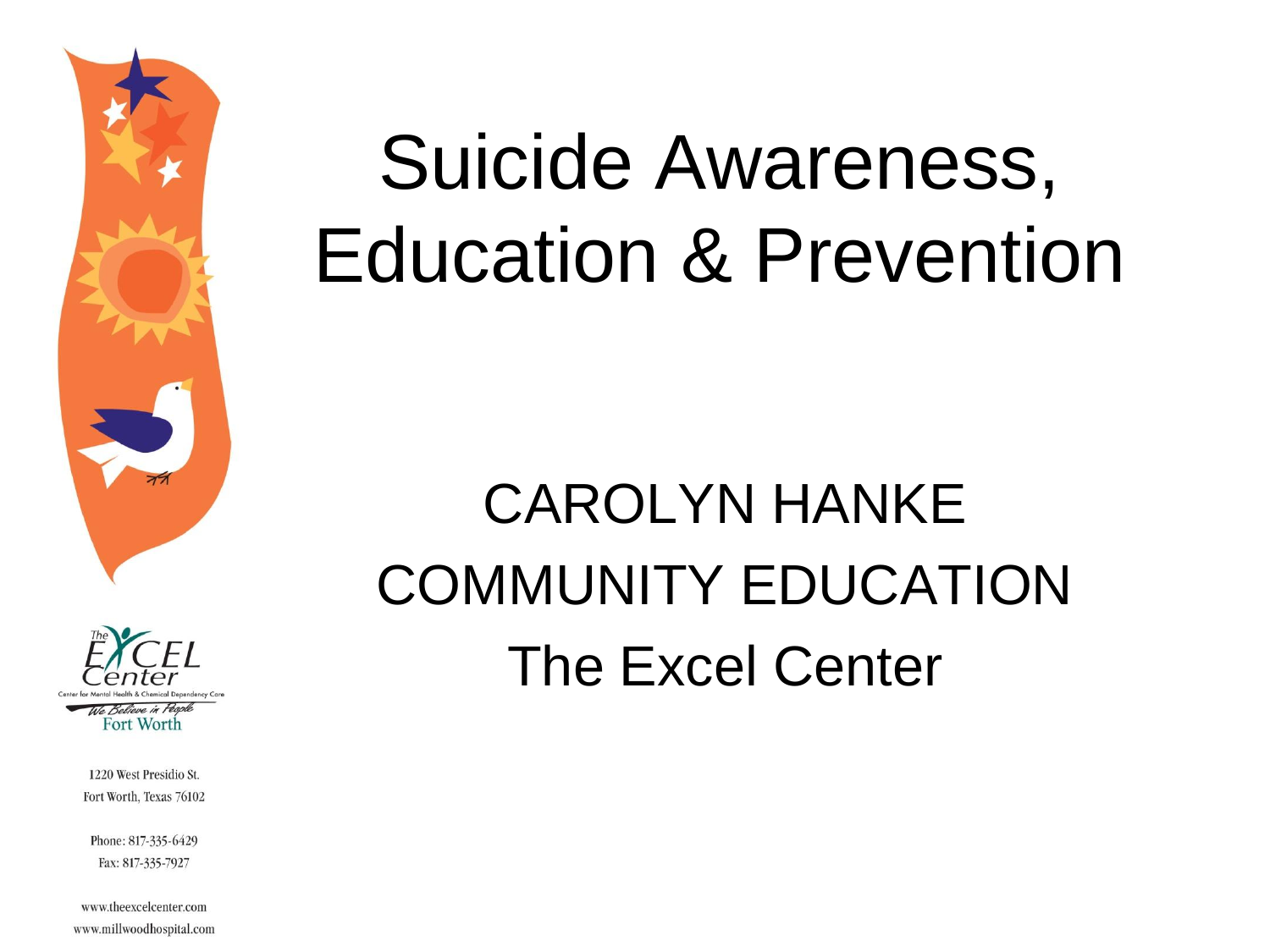# Suicide Awareness, Education & Prevention

CAROLYN HANKE
COMMUNITY EDUCATION
The Excel Center

The Excel Center
Center for Mental Health & Chemical Dependency Care
We Believe in People
Fort Worth

1220 West Presidio St.
Fort Worth, Texas 76102

Phone: 817-335-6429
Fax: 817-335-7927

www.theexcelcenter.com
www.millwoodhospital.com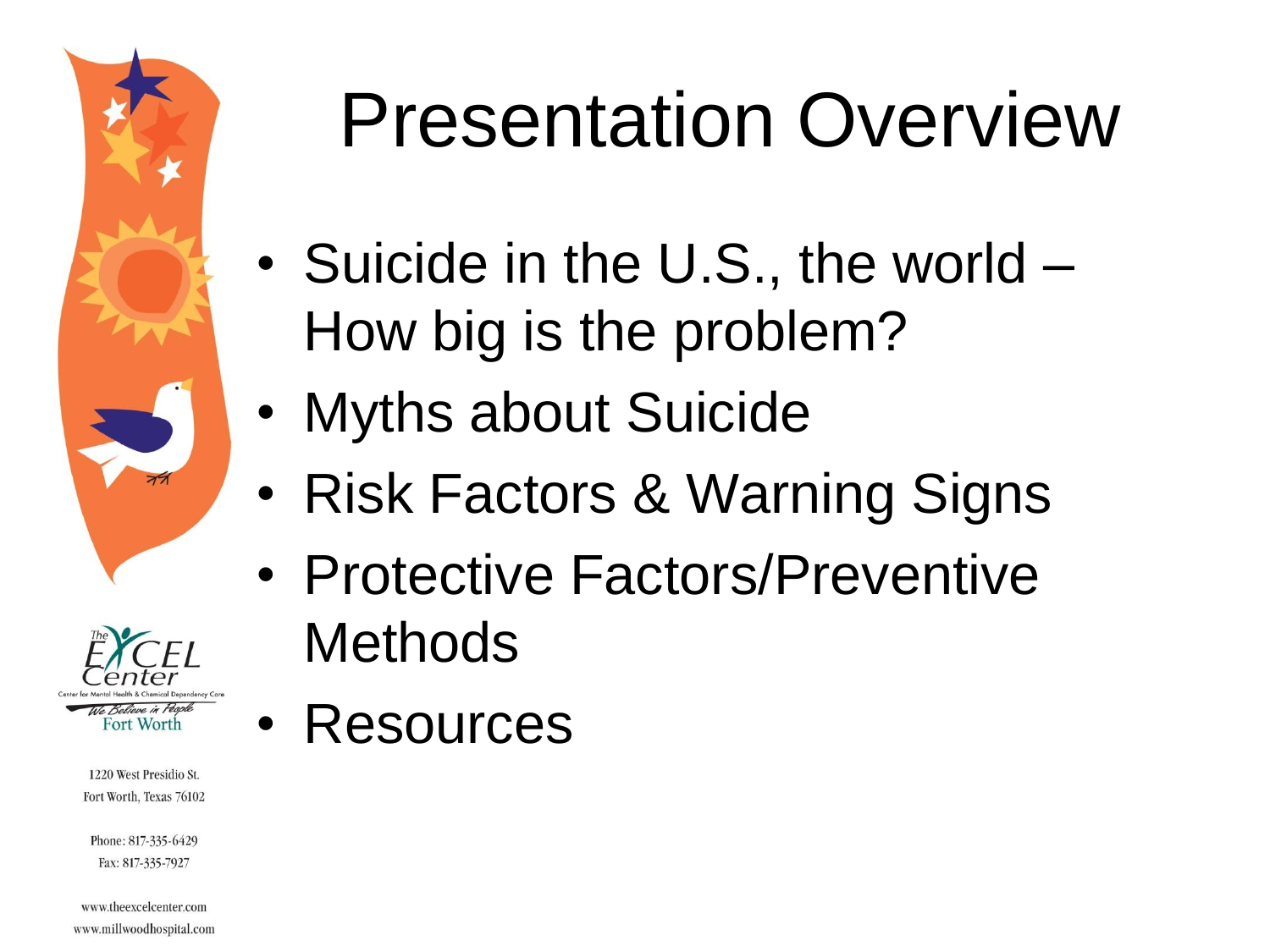# Presentation Overview

- Suicide in the U.S., the world – How big is the problem?
- Myths about Suicide
- Risk Factors & Warning Signs
- Protective Factors/Preventive Methods
- Resources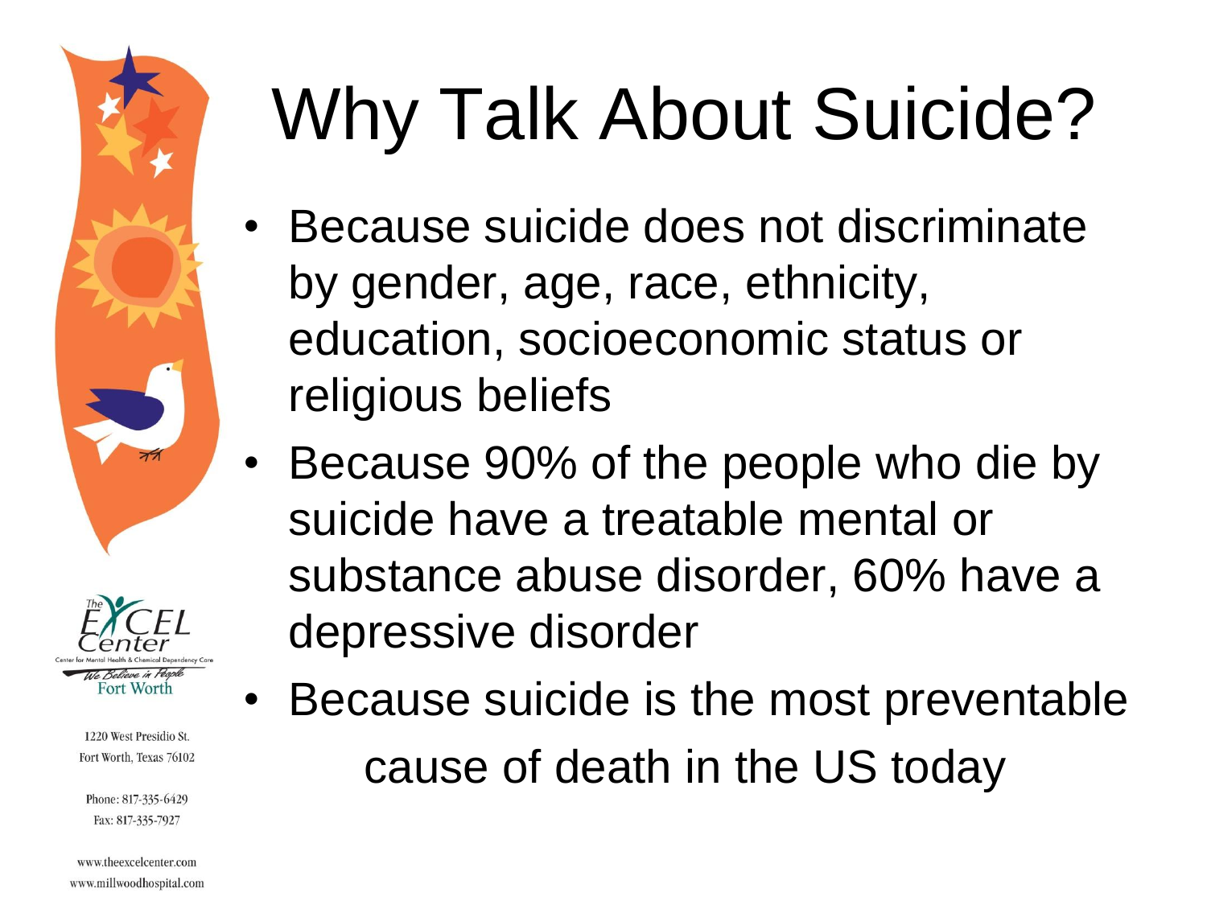# Why Talk About Suicide?

- Because suicide does not discriminate by gender, age, race, ethnicity, education, socioeconomic status or religious beliefs
- Because 90% of the people who die by suicide have a treatable mental or substance abuse disorder, 60% have a depressive disorder
- Because suicide is the most preventable cause of death in the US today

The EXCEL Center
Center for Mental Health & Chemical Dependency Care
We Believe in People
Fort Worth

1220 West Presidio St.
Fort Worth, Texas 76102

Phone: 817-335-6429
Fax: 817-335-7927

www.theexcelcenter.com
www.millwoodhospital.com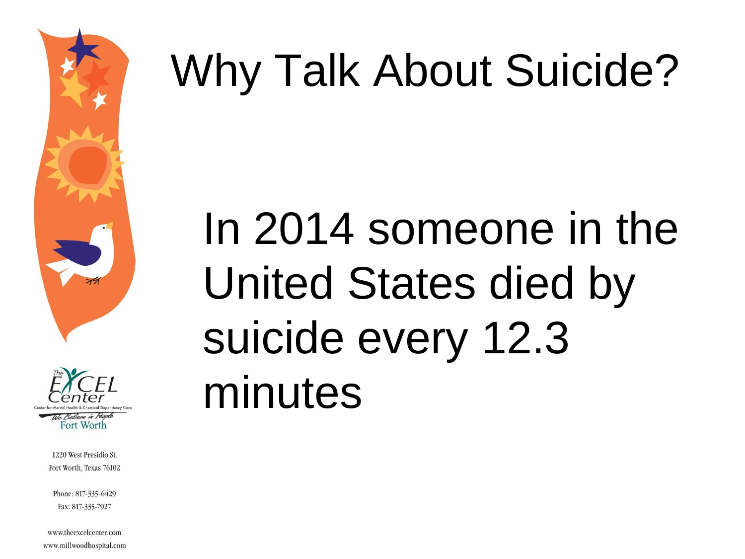# Why Talk About Suicide?

In 2014 someone in the United States died by suicide every 12.3 minutes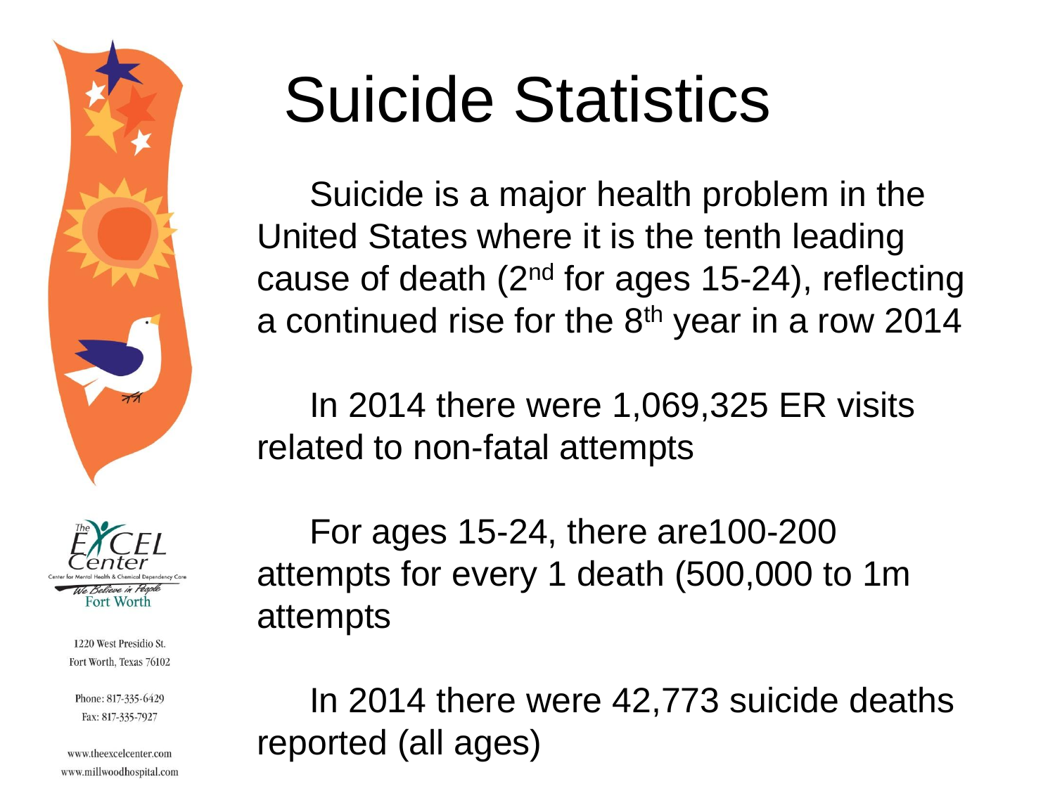# Suicide Statistics

Suicide is a major health problem in the United States where it is the tenth leading cause of death (2nd for ages 15-24), reflecting a continued rise for the 8th year in a row 2014

In 2014 there were 1,069,325 ER visits related to non-fatal attempts

For ages 15-24, there are100-200 attempts for every 1 death (500,000 to 1m attempts

In 2014 there were 42,773 suicide deaths reported (all ages)

The EXCEL Center
Center for Mental Health & Chemical Dependency Care
We Believe in People
Fort Worth

1220 West Presidio St.
Fort Worth, Texas 76102

Phone: 817-335-6429
Fax: 817-335-7927

www.theexcelcenter.com
www.millwoodhospital.com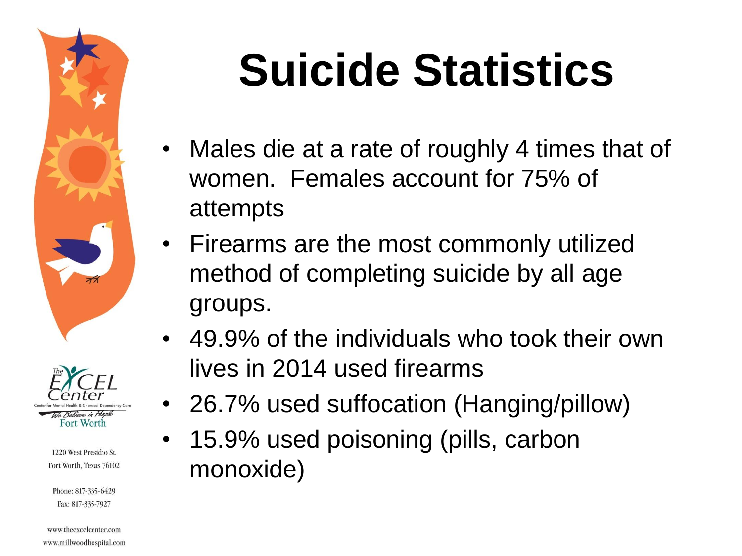# Suicide Statistics

- Males die at a rate of roughly 4 times that of women. Females account for 75% of attempts
- Firearms are the most commonly utilized method of completing suicide by all age groups.
- 49.9% of the individuals who took their own lives in 2014 used firearms
- 26.7% used suffocation (Hanging/pillow)
- 15.9% used poisoning (pills, carbon monoxide)

The EXCEL Center
Center for Mental Health & Chemical Dependency Care
We Believe in People
Fort Worth

1220 West Presidio St.
Fort Worth, Texas 76102

Phone: 817-335-6429
Fax: 817-335-7927

www.theexcelcenter.com
www.millwoodhospital.com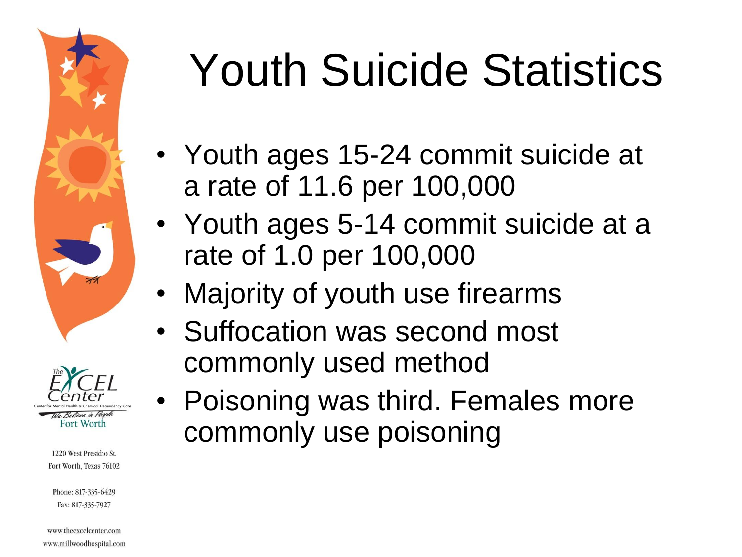# Youth Suicide Statistics

- Youth ages 15-24 commit suicide at a rate of 11.6 per 100,000
- Youth ages 5-14 commit suicide at a rate of 1.0 per 100,000
- Majority of youth use firearms
- Suffocation was second most commonly used method
- Poisoning was third. Females more commonly use poisoning

The EXCEL Center
Center for Mental Health & Chemical Dependency Care
We Believe in People
Fort Worth

1220 West Presidio St.
Fort Worth, Texas 76102

Phone: 817-335-6429
Fax: 817-335-7927

www.theexcelcenter.com
www.millwoodhospital.com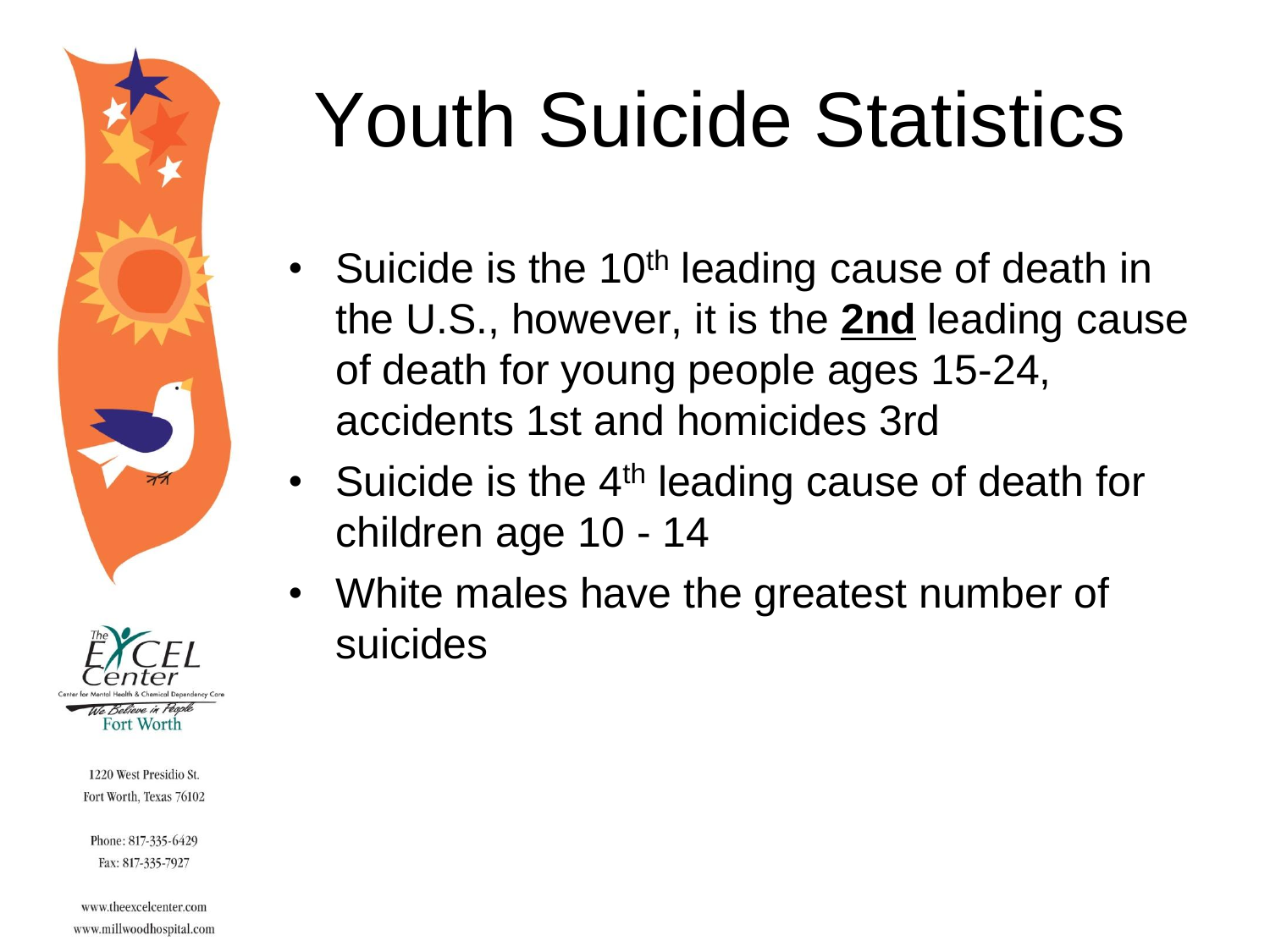# Youth Suicide Statistics

- Suicide is the 10th leading cause of death in the U.S., however, it is the **2nd** leading cause of death for young people ages 15-24, accidents 1st and homicides 3rd
- Suicide is the 4th leading cause of death for children age 10 - 14
- White males have the greatest number of suicides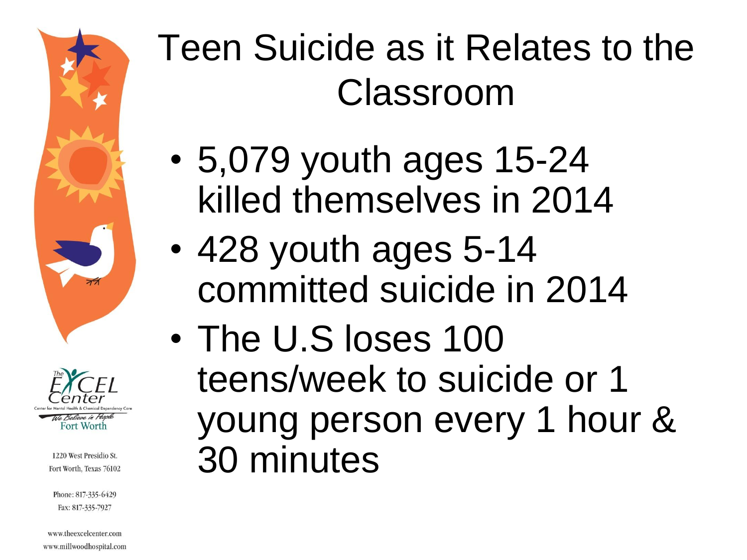# Teen Suicide as it Relates to the Classroom

- 5,079 youth ages 15-24 killed themselves in 2014
- 428 youth ages 5-14 committed suicide in 2014
- The U.S loses 100 teens/week to suicide or 1 young person every 1 hour & 30 minutes

The EXCEL Center
Center for Mental Health & Chemical Dependency Care
We Believe in People
Fort Worth

1220 West Presidio St.
Fort Worth, Texas 76102

Phone: 817-335-6429
Fax: 817-335-7927

www.theexcelcenter.com
www.millwoodhospital.com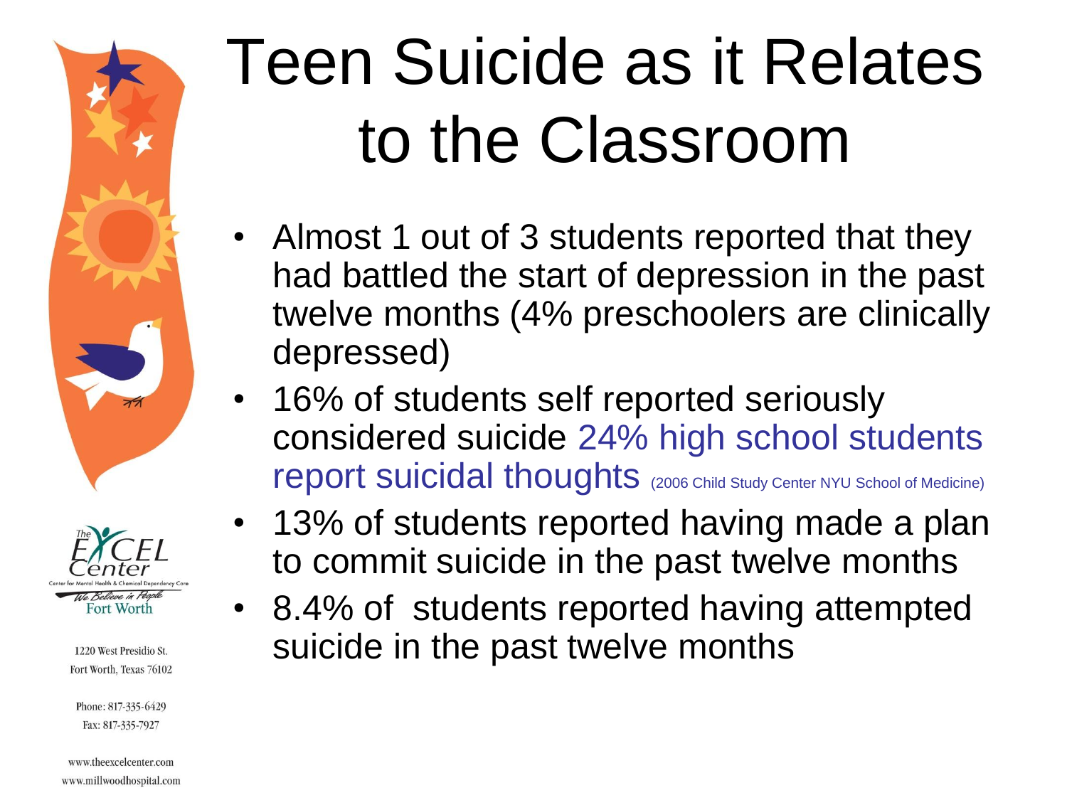# Teen Suicide as it Relates to the Classroom

- Almost 1 out of 3 students reported that they had battled the start of depression in the past twelve months (4% preschoolers are clinically depressed)
- 16% of students self reported seriously considered suicide 24% high school students report suicidal thoughts (2006 Child Study Center NYU School of Medicine)
- 13% of students reported having made a plan to commit suicide in the past twelve months
- 8.4% of students reported having attempted suicide in the past twelve months

The Excel Center
Center for Mental Health & Chemical Dependency Care
We Believe in People
Fort Worth

1220 West Presidio St.
Fort Worth, Texas 76102

Phone: 817-335-6429
Fax: 817-335-7927

www.theexcelcenter.com
www.millwoodhospital.com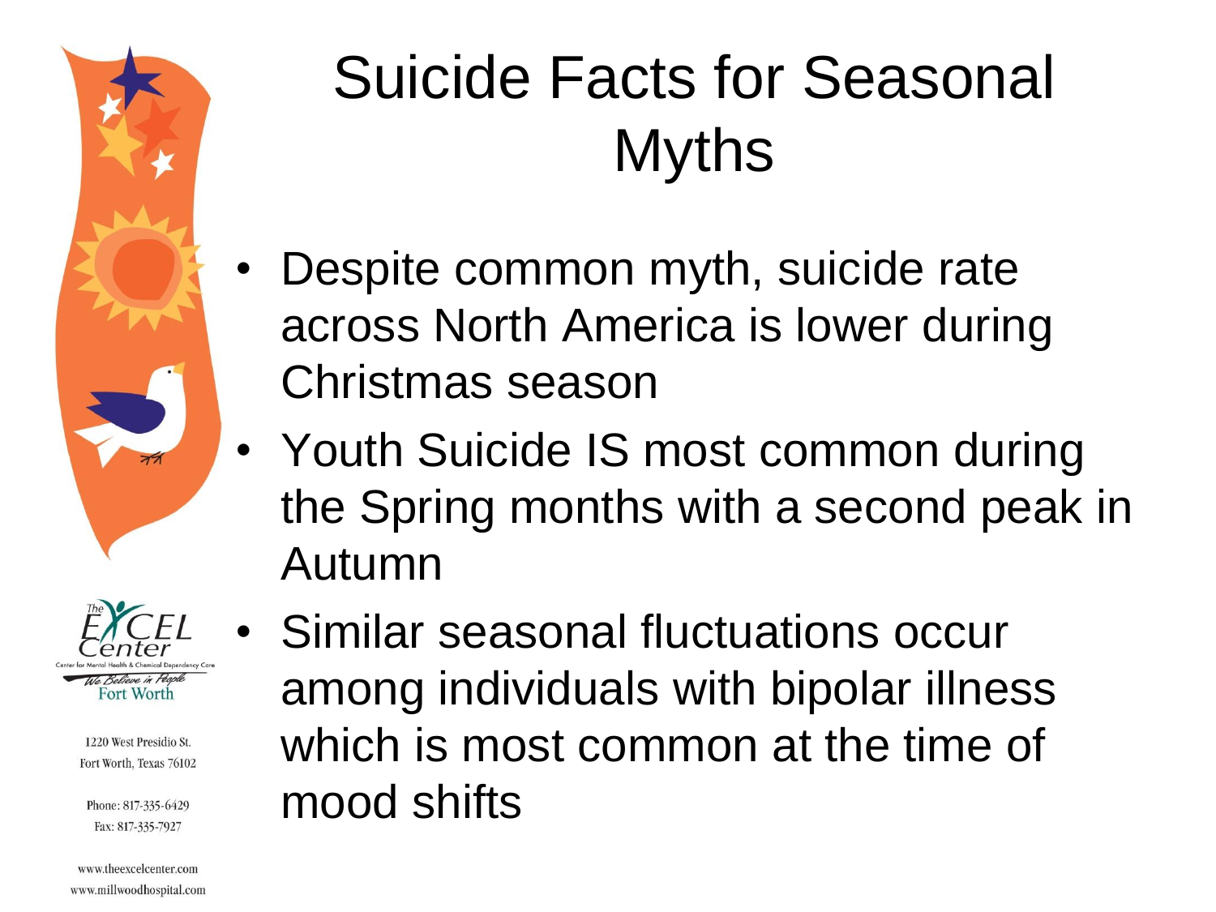# Suicide Facts for Seasonal Myths

- Despite common myth, suicide rate across North America is lower during Christmas season
- Youth Suicide IS most common during the Spring months with a second peak in Autumn
- Similar seasonal fluctuations occur among individuals with bipolar illness which is most common at the time of mood shifts

The EXCEL Center
Center for Mental Health & Chemical Dependency Care
We Believe in People
Fort Worth

1220 West Presidio St.
Fort Worth, Texas 76102

Phone: 817-335-6429
Fax: 817-335-7927

www.theexcelcenter.com
www.millwoodhospital.com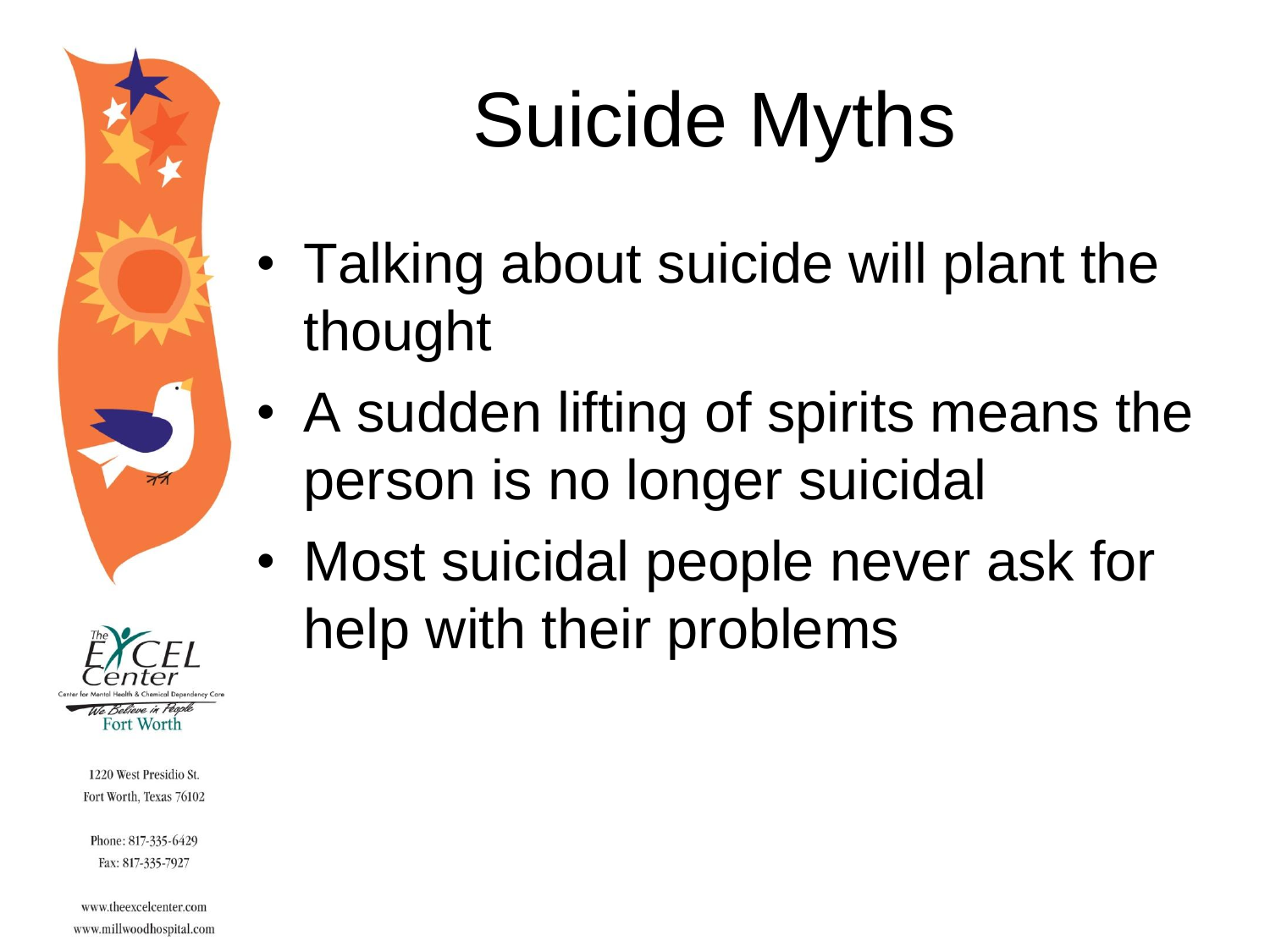# Suicide Myths

- Talking about suicide will plant the thought
- A sudden lifting of spirits means the person is no longer suicidal
- Most suicidal people never ask for help with their problems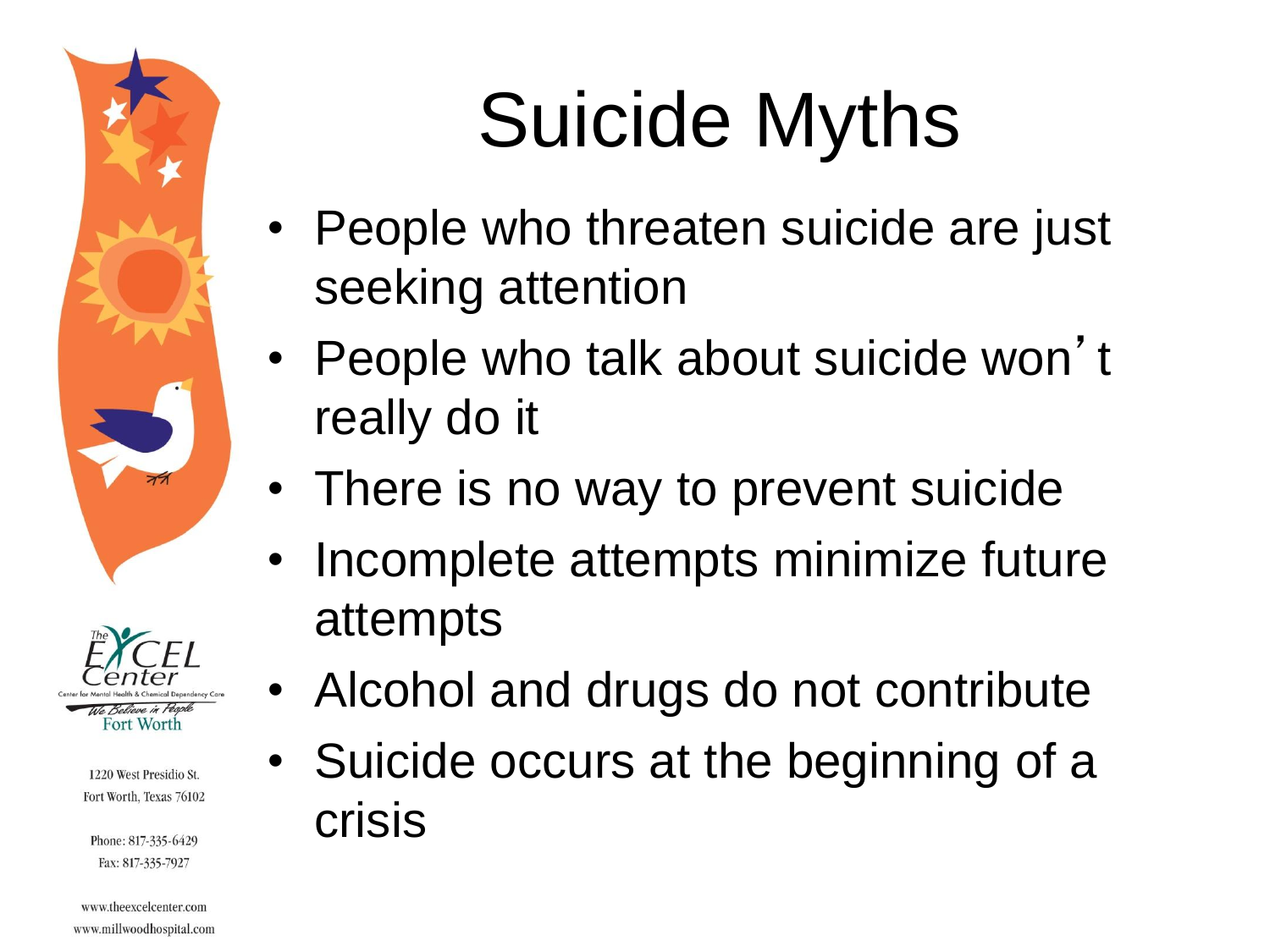# Suicide Myths

- People who threaten suicide are just seeking attention
- People who talk about suicide won't really do it
- There is no way to prevent suicide
- Incomplete attempts minimize future attempts
- Alcohol and drugs do not contribute
- Suicide occurs at the beginning of a crisis

The EXCEL Center
Center for Mental Health & Chemical Dependency Care
We Believe in People
Fort Worth

1220 West Presidio St.
Fort Worth, Texas 76102

Phone: 817-335-6429
Fax: 817-335-7927

www.theexcelcenter.com
www.millwoodhospital.com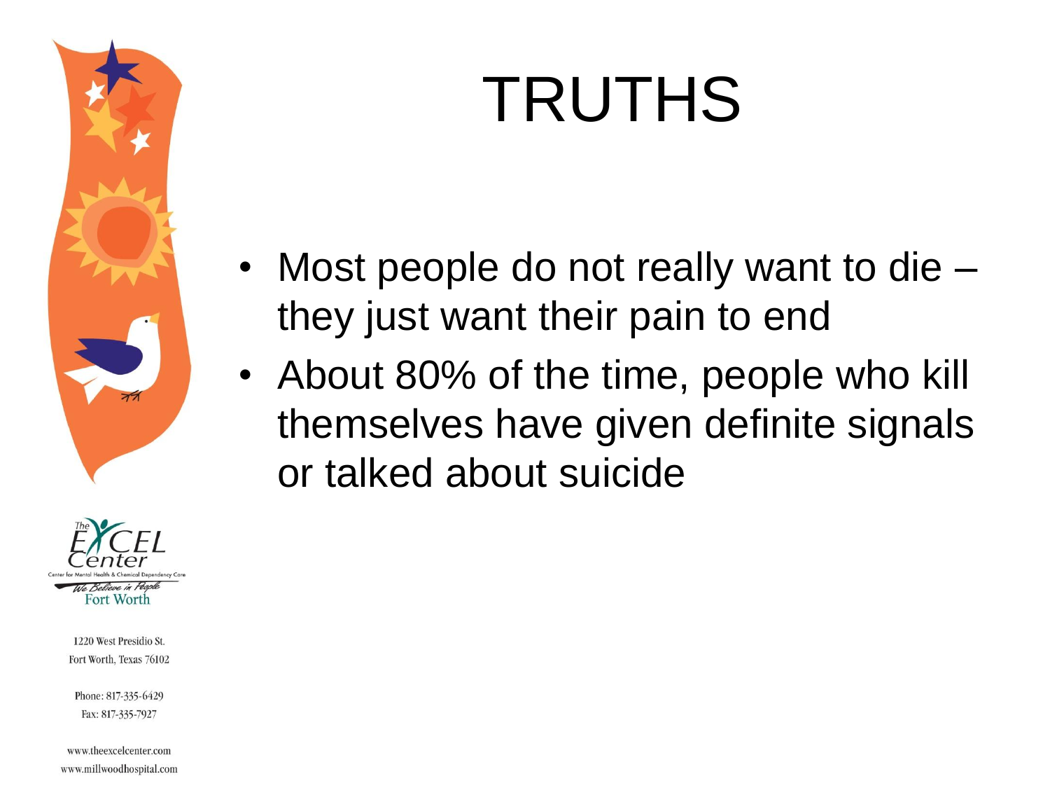# TRUTHS

- Most people do not really want to die – they just want their pain to end
- About 80% of the time, people who kill themselves have given definite signals or talked about suicide

The EXCEL Center
Center for Mental Health & Chemical Dependency Care
We Believe in People
Fort Worth

1220 West Presidio St.
Fort Worth, Texas 76102

Phone: 817-335-6429
Fax: 817-335-7927

www.theexcelcenter.com
www.millwoodhospital.com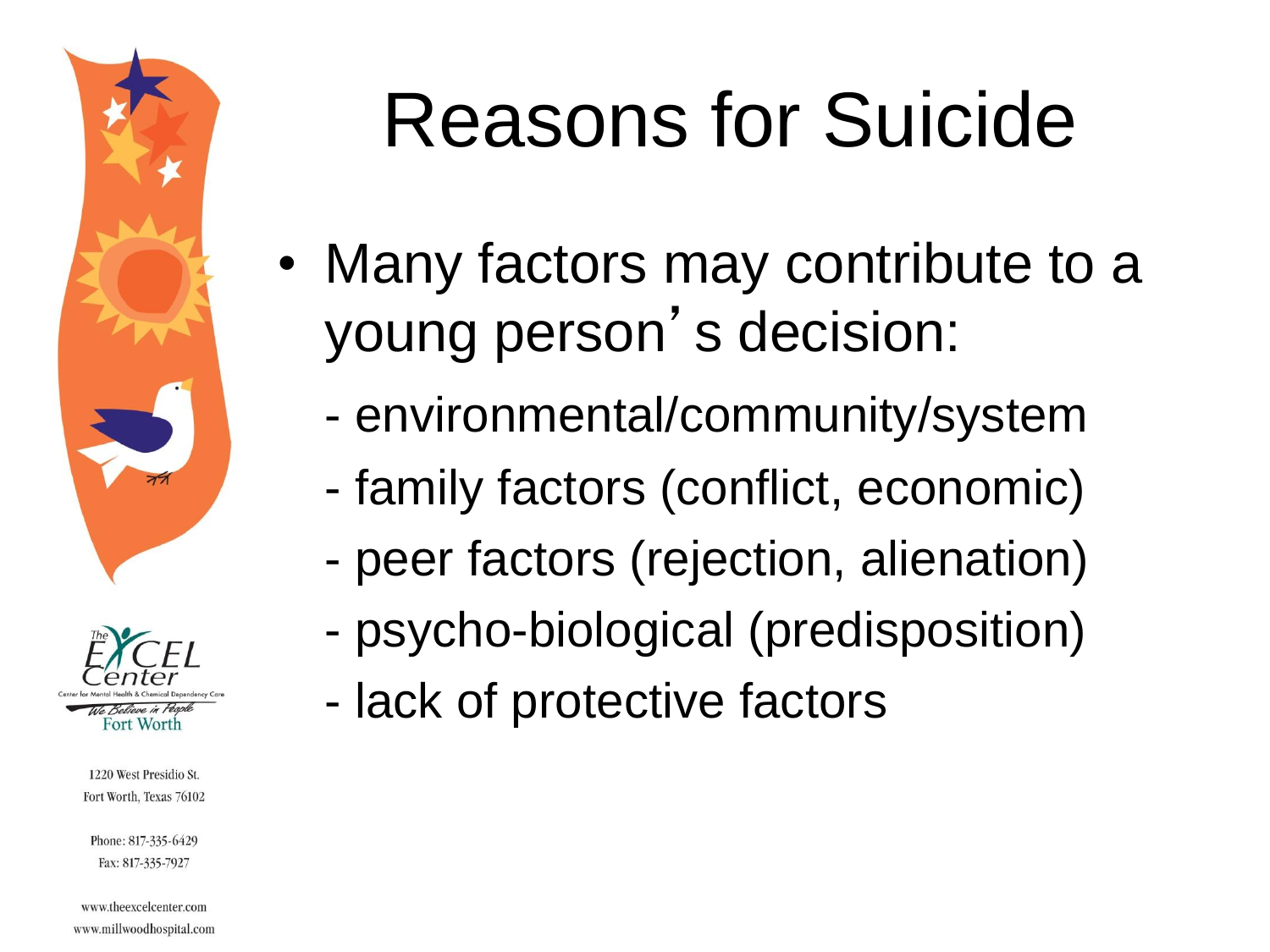# Reasons for Suicide

- Many factors may contribute to a young person's decision:
  - environmental/community/system
  - family factors (conflict, economic)
  - peer factors (rejection, alienation)
  - psycho-biological (predisposition)
  - lack of protective factors

The EXCEL Center
Center for Mental Health & Chemical Dependency Care
We Believe in People
Fort Worth

1220 West Presidio St.
Fort Worth, Texas 76102

Phone: 817-335-6429
Fax: 817-335-7927

www.theexcelcenter.com
www.millwoodhospital.com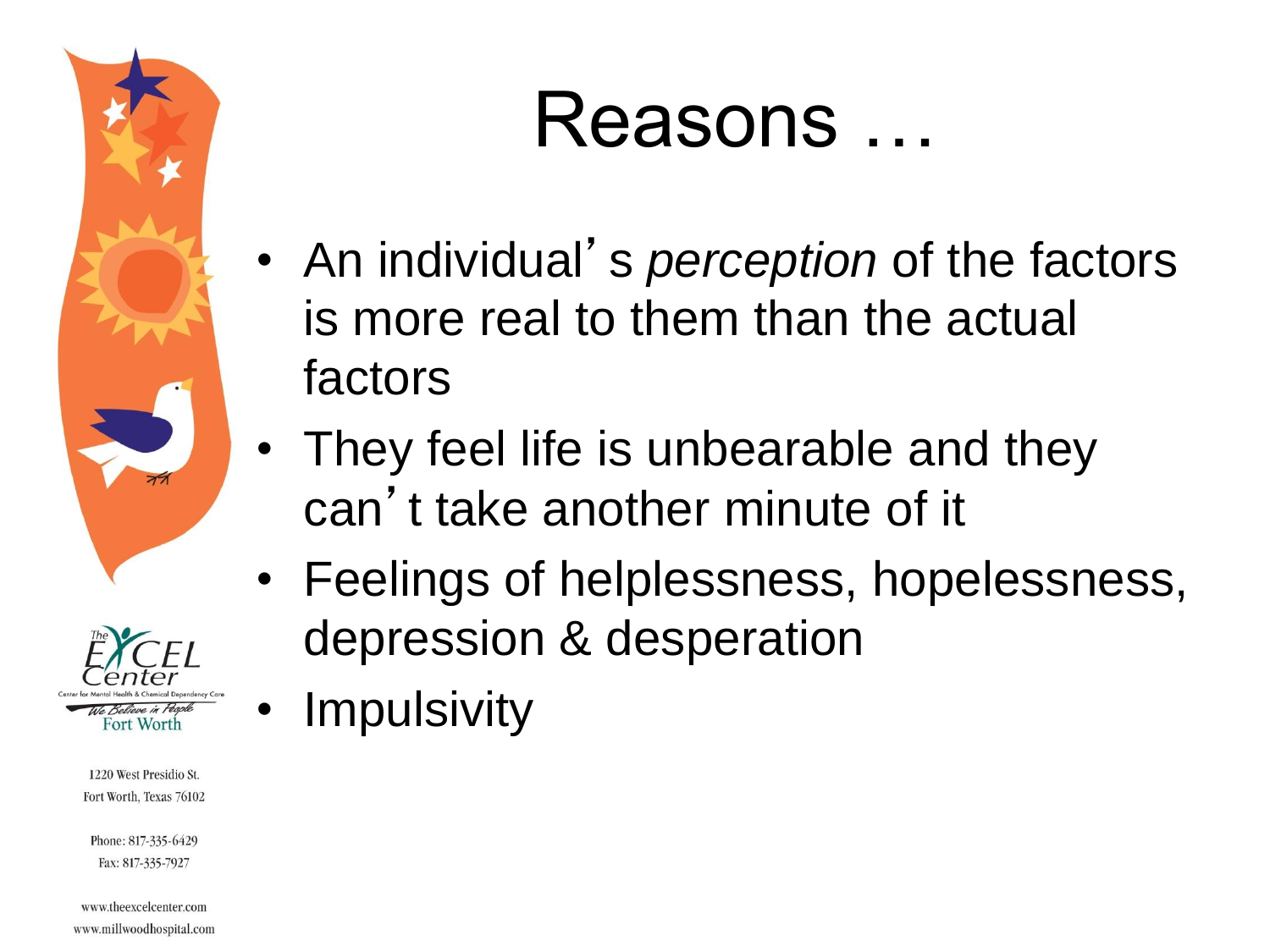# Reasons …

- An individual's *perception* of the factors is more real to them than the actual factors
- They feel life is unbearable and they can't take another minute of it
- Feelings of helplessness, hopelessness, depression & desperation
- Impulsivity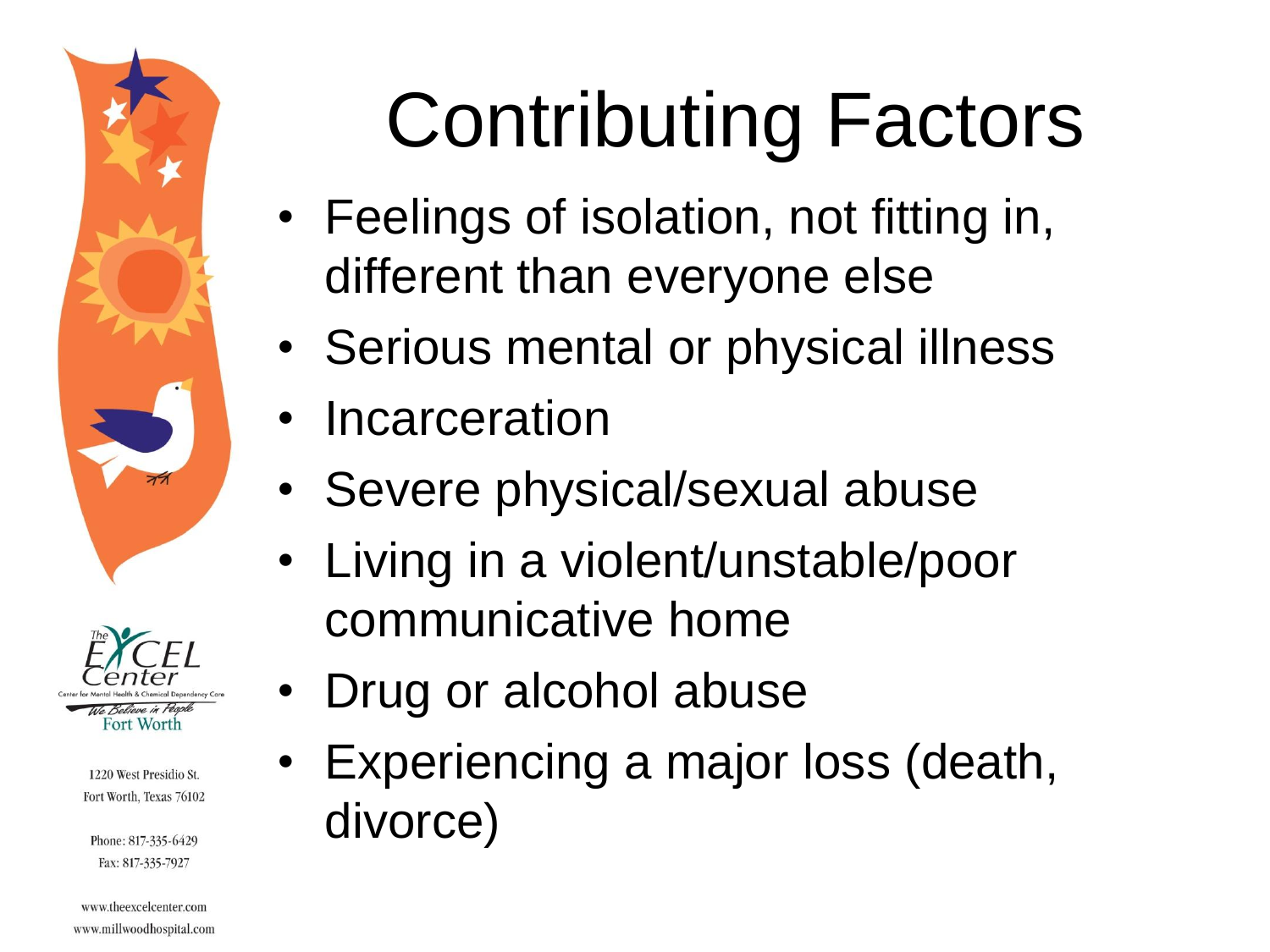# Contributing Factors

- Feelings of isolation, not fitting in, different than everyone else
- Serious mental or physical illness
- Incarceration
- Severe physical/sexual abuse
- Living in a violent/unstable/poor communicative home
- Drug or alcohol abuse
- Experiencing a major loss (death, divorce)

The EXCEL Center
Center for Mental Health & Chemical Dependency Care
We Believe in People
Fort Worth

1220 West Presidio St.
Fort Worth, Texas 76102

Phone: 817-335-6429
Fax: 817-335-7927

www.theexcelcenter.com
www.millwoodhospital.com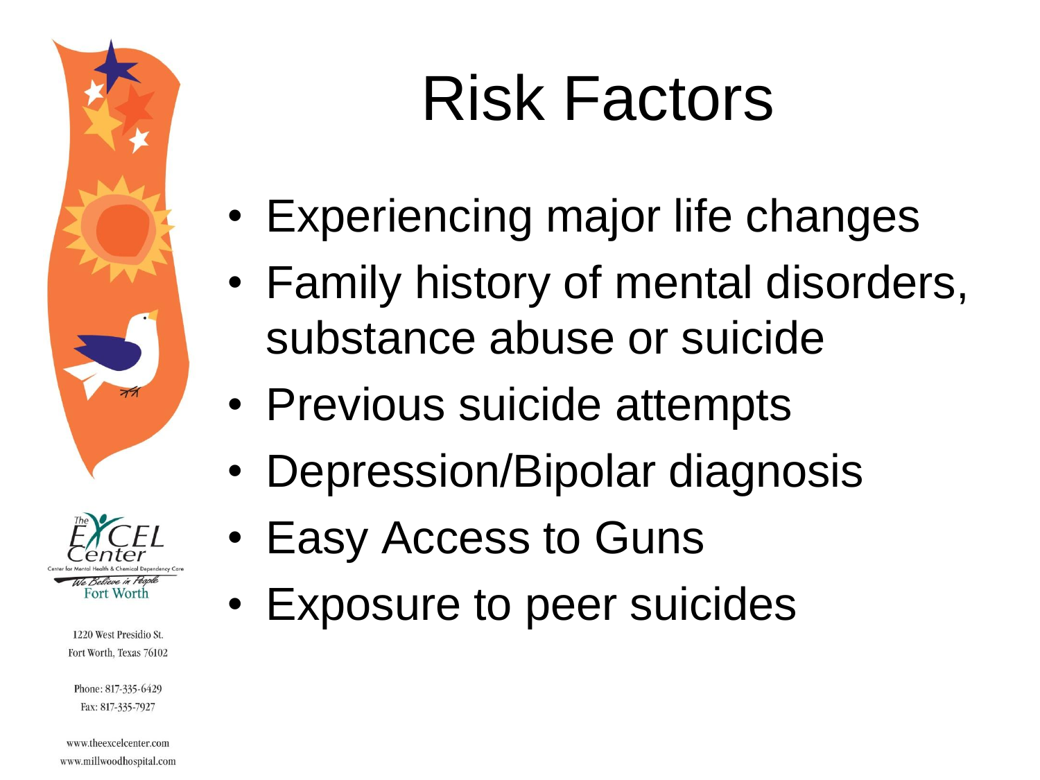# Risk Factors

- Experiencing major life changes
- Family history of mental disorders, substance abuse or suicide
- Previous suicide attempts
- Depression/Bipolar diagnosis
- Easy Access to Guns
- Exposure to peer suicides

The EXCEL Center
Center for Mental Health & Chemical Dependency Care
We Believe in People
Fort Worth

1220 West Presidio St.
Fort Worth, Texas 76102

Phone: 817-335-6429
Fax: 817-335-7927

www.theexcelcenter.com
www.millwoodhospital.com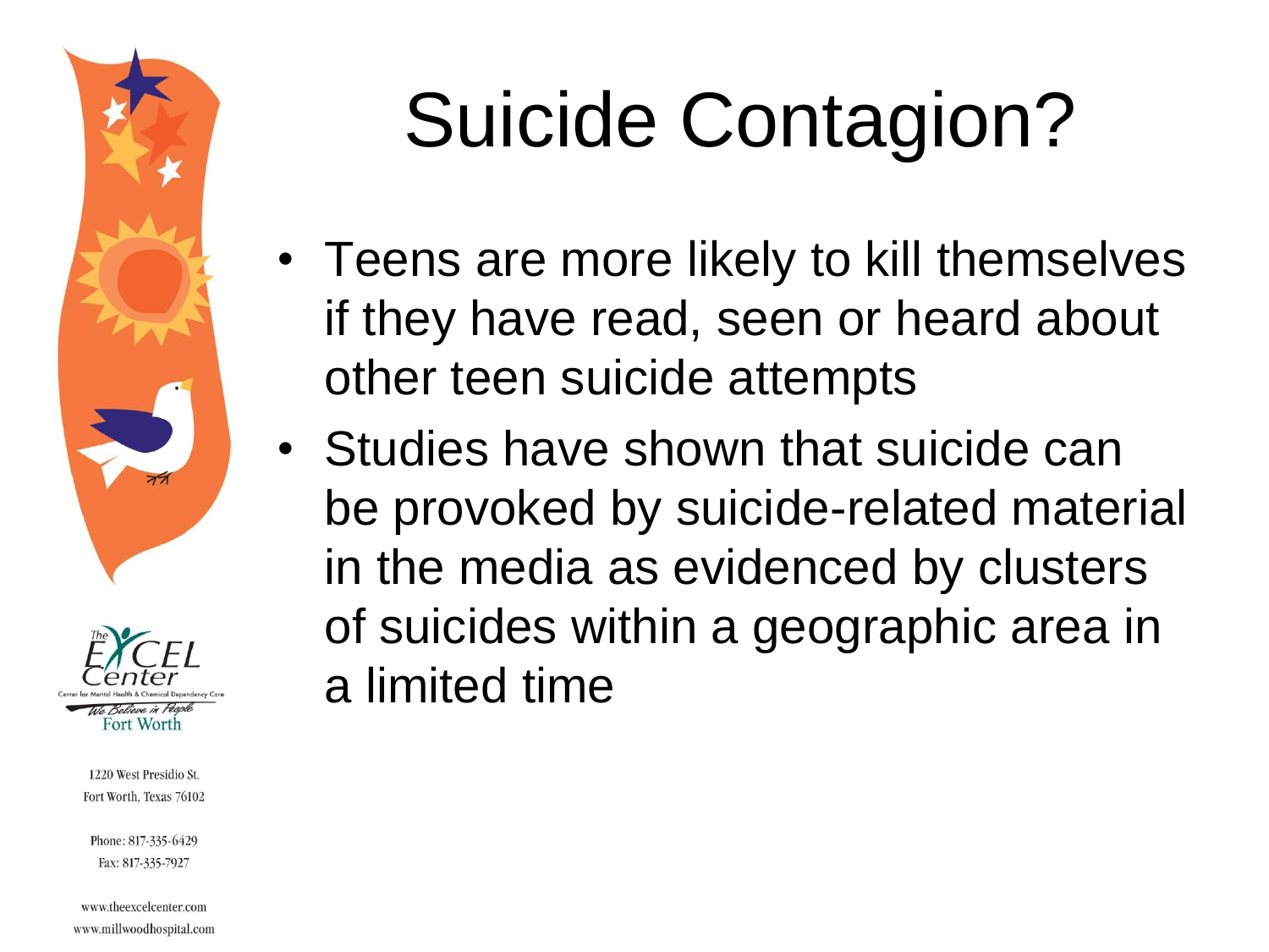# Suicide Contagion?

- Teens are more likely to kill themselves if they have read, seen or heard about other teen suicide attempts
- Studies have shown that suicide can be provoked by suicide-related material in the media as evidenced by clusters of suicides within a geographic area in a limited time

The EXCEL Center
Center for Mental Health & Chemical Dependency Care
We Believe in People
Fort Worth

1220 West Presidio St.
Fort Worth, Texas 76102

Phone: 817-335-6429
Fax: 817-335-7927

www.theexcelcenter.com
www.millwoodhospital.com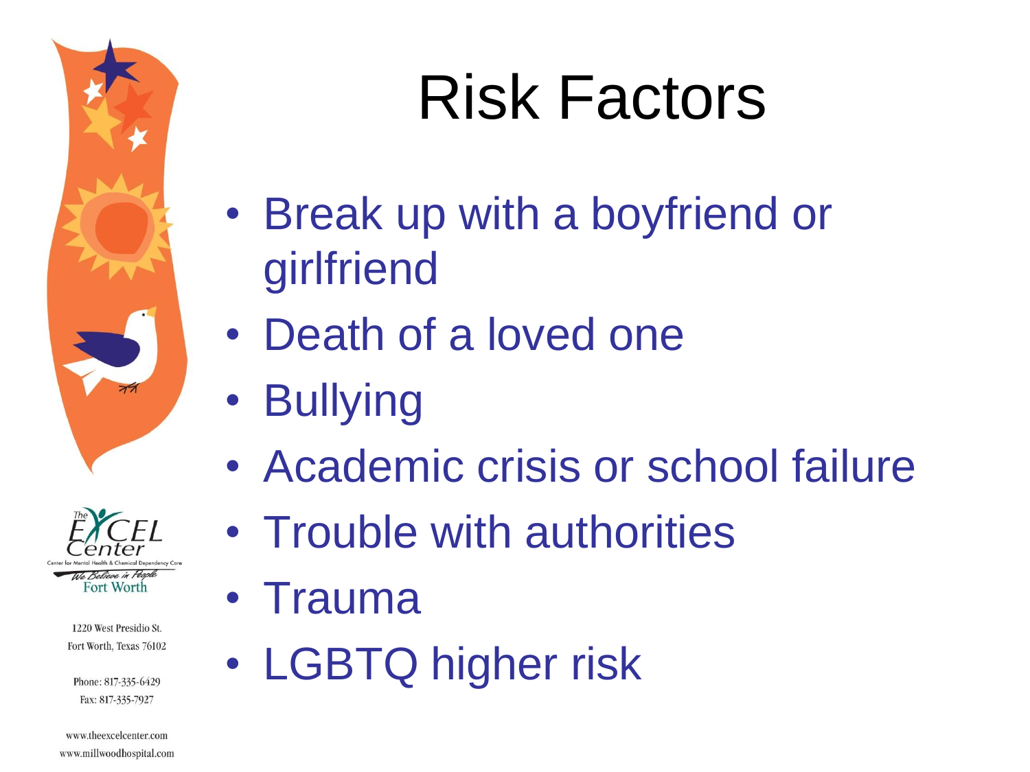# Risk Factors

- Break up with a boyfriend or girlfriend
- Death of a loved one
- Bullying
- Academic crisis or school failure
- Trouble with authorities
- Trauma
- LGBTQ higher risk

The EXCEL Center
Center for Mental Health & Chemical Dependency Care
We Believe in People
Fort Worth

1220 West Presidio St.
Fort Worth, Texas 76102

Phone: 817-335-6429
Fax: 817-335-7927

www.theexcelcenter.com
www.millwoodhospital.com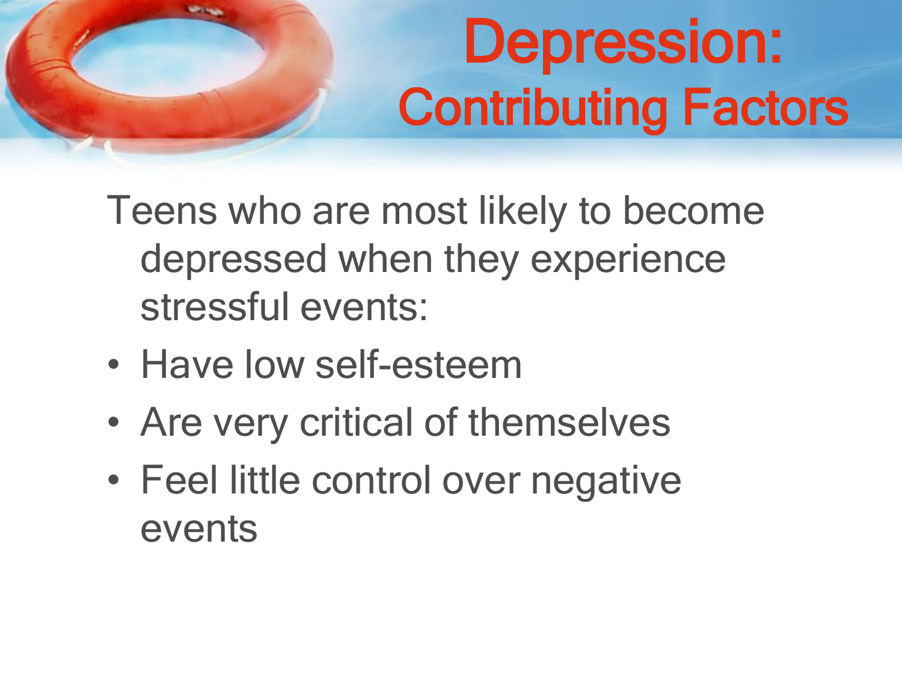# Depression: Contributing Factors

Teens who are most likely to become depressed when they experience stressful events:

- Have low self-esteem
- Are very critical of themselves
- Feel little control over negative events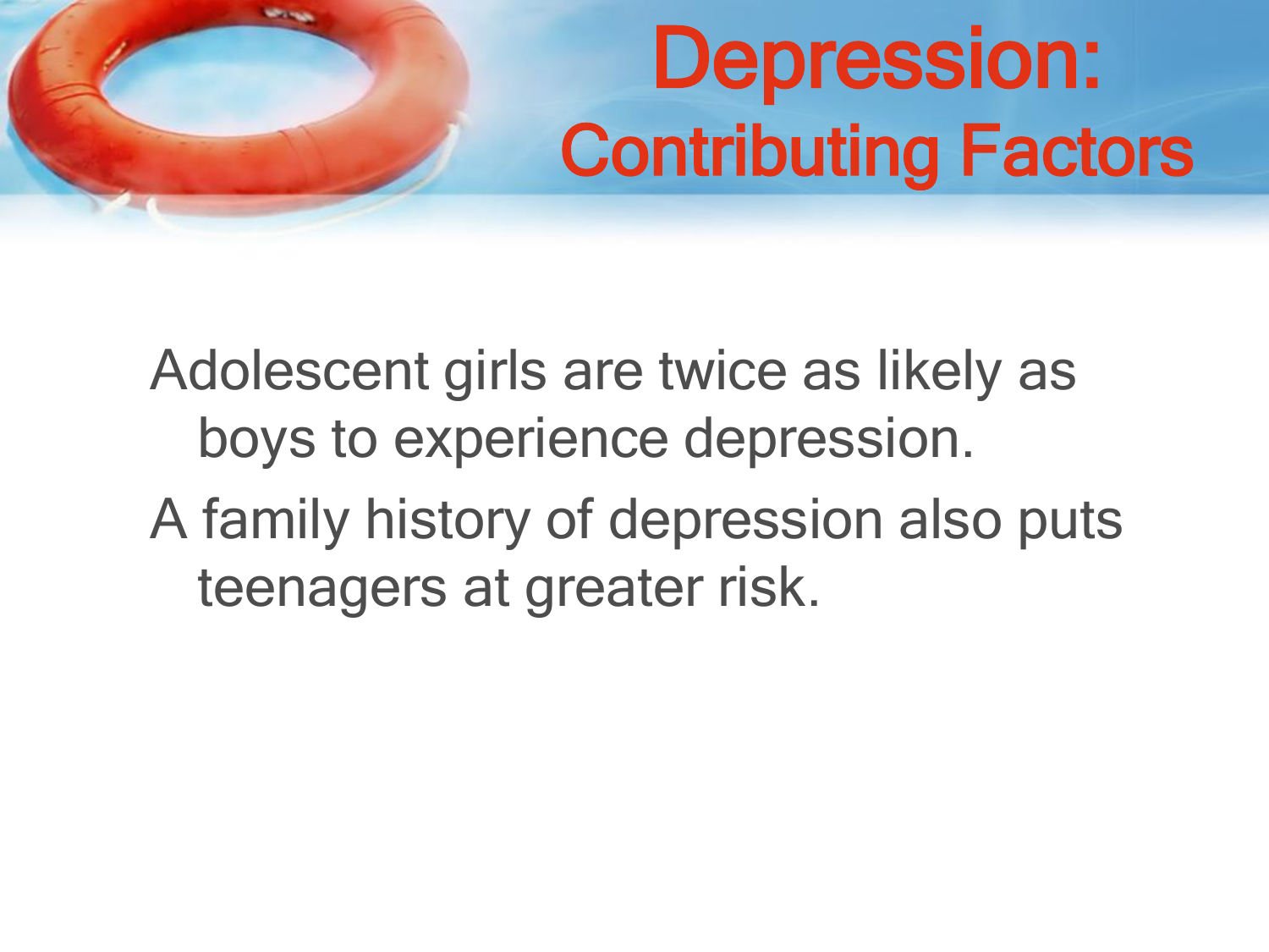# Depression:
## Contributing Factors

Adolescent girls are twice as likely as boys to experience depression.

A family history of depression also puts teenagers at greater risk.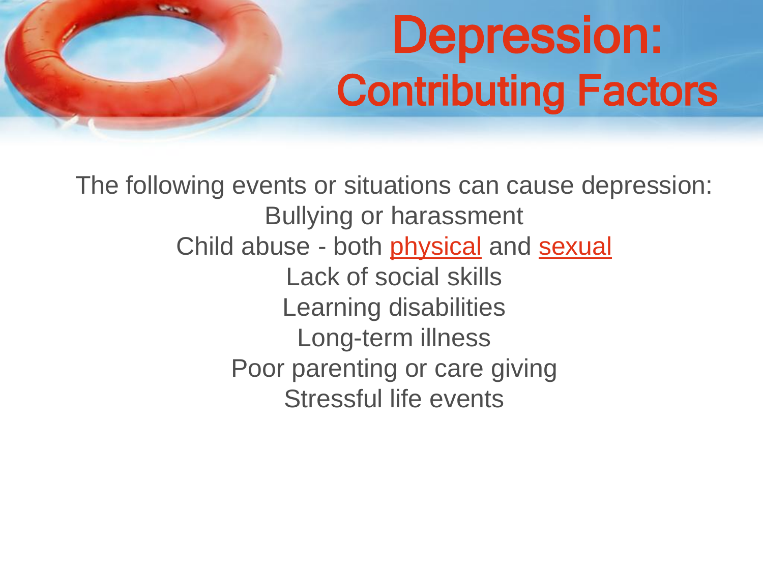# Depression: Contributing Factors

The following events or situations can cause depression:

- Bullying or harassment
- Child abuse - both physical and sexual
- Lack of social skills
- Learning disabilities
- Long-term illness
- Poor parenting or care giving
- Stressful life events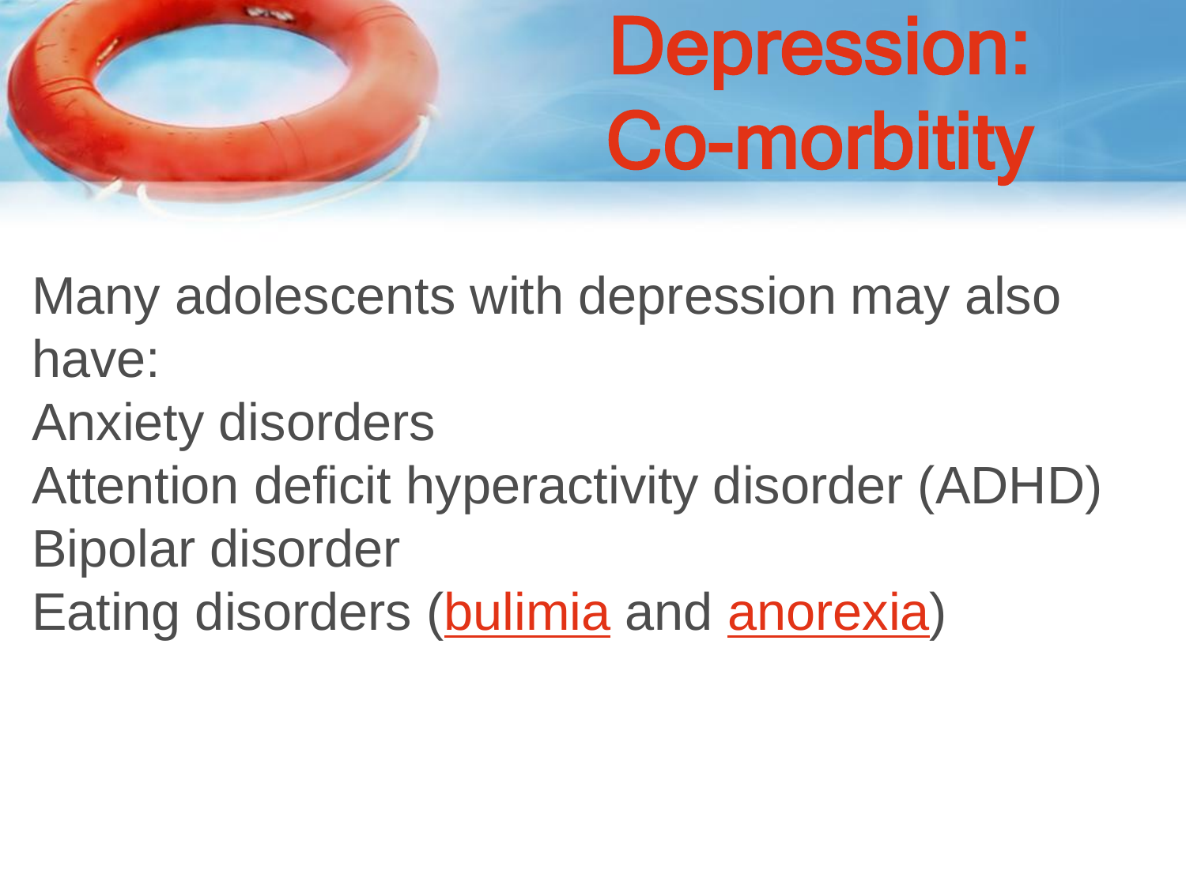# Depression: Co-morbitity

Many adolescents with depression may also have:

Anxiety disorders

Attention deficit hyperactivity disorder (ADHD)

Bipolar disorder

Eating disorders (bulimia and anorexia)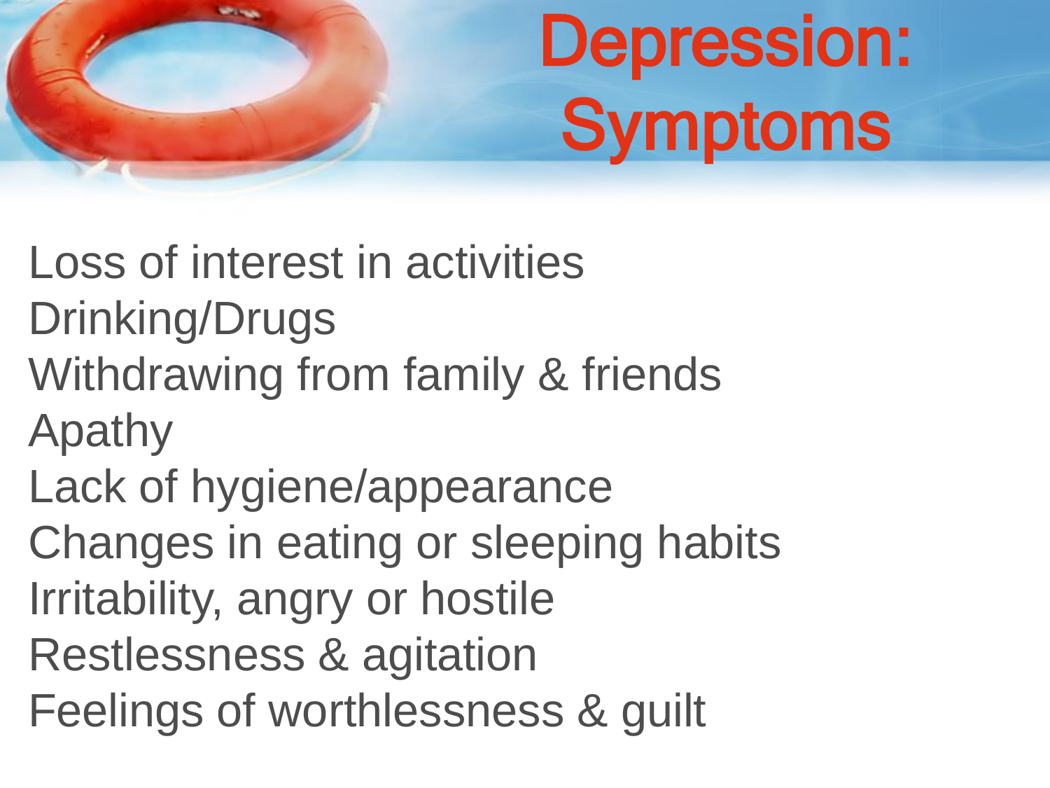# Depression: Symptoms

Loss of interest in activities
Drinking/Drugs
Withdrawing from family & friends
Apathy
Lack of hygiene/appearance
Changes in eating or sleeping habits
Irritability, angry or hostile
Restlessness & agitation
Feelings of worthlessness & guilt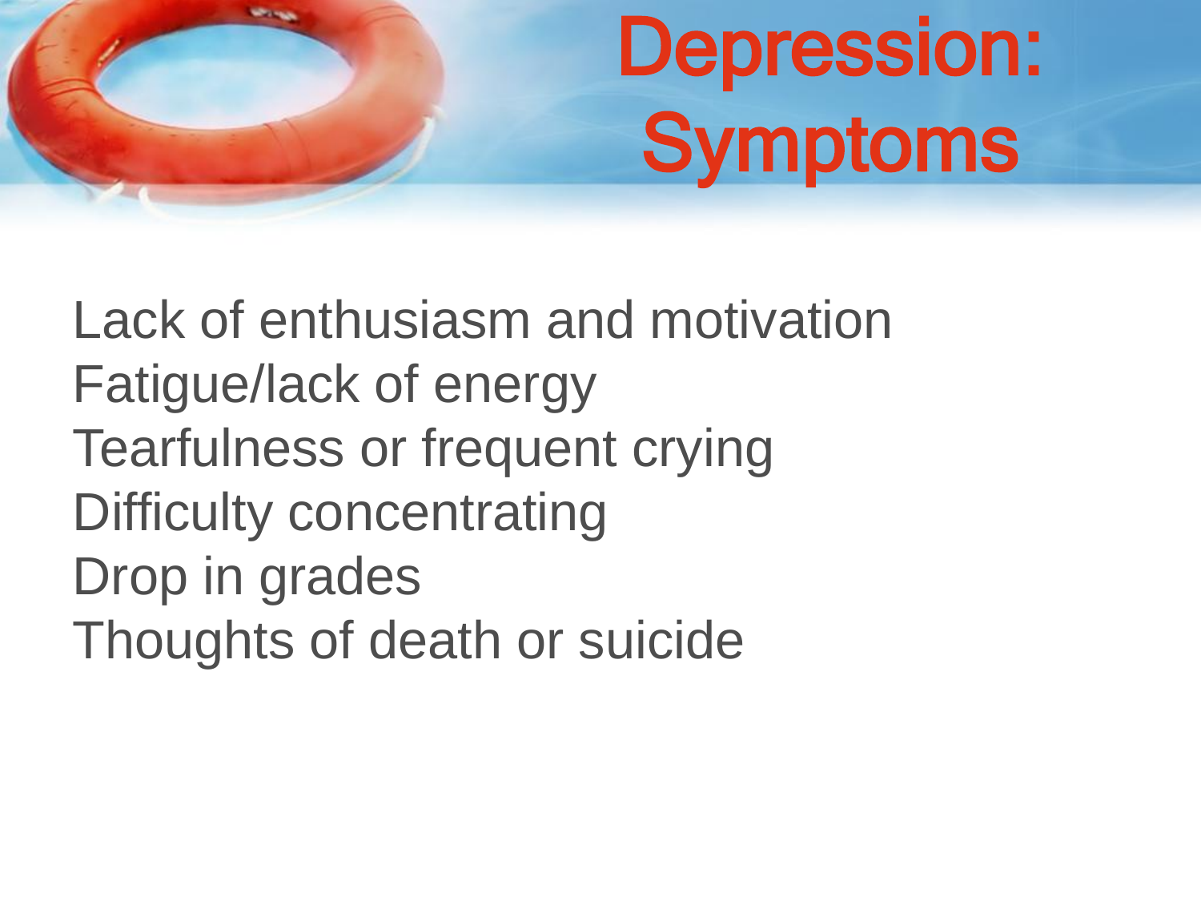# Depression: Symptoms

Lack of enthusiasm and motivation
Fatigue/lack of energy
Tearfulness or frequent crying
Difficulty concentrating
Drop in grades
Thoughts of death or suicide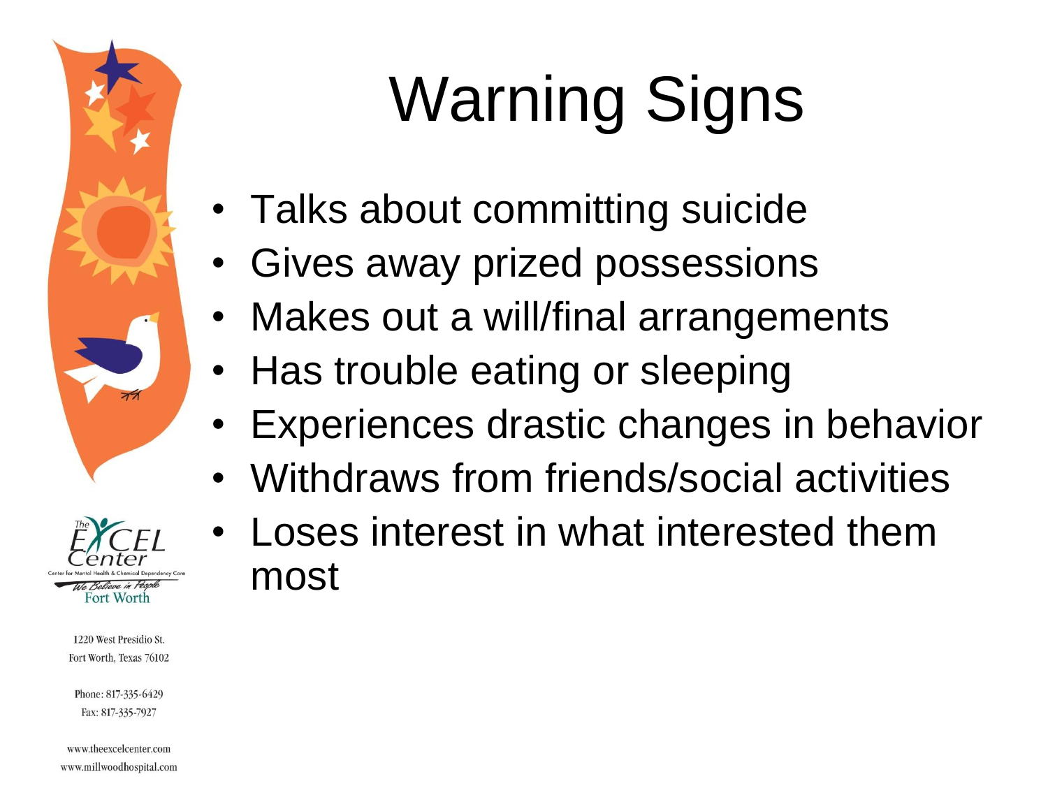# Warning Signs

- Talks about committing suicide
- Gives away prized possessions
- Makes out a will/final arrangements
- Has trouble eating or sleeping
- Experiences drastic changes in behavior
- Withdraws from friends/social activities
- Loses interest in what interested them most

The EXCEL Center
Center for Mental Health & Chemical Dependency Care
We Believe in People
Fort Worth

1220 West Presidio St.
Fort Worth, Texas 76102

Phone: 817-335-6429
Fax: 817-335-7927

www.theexcelcenter.com
www.millwoodhospital.com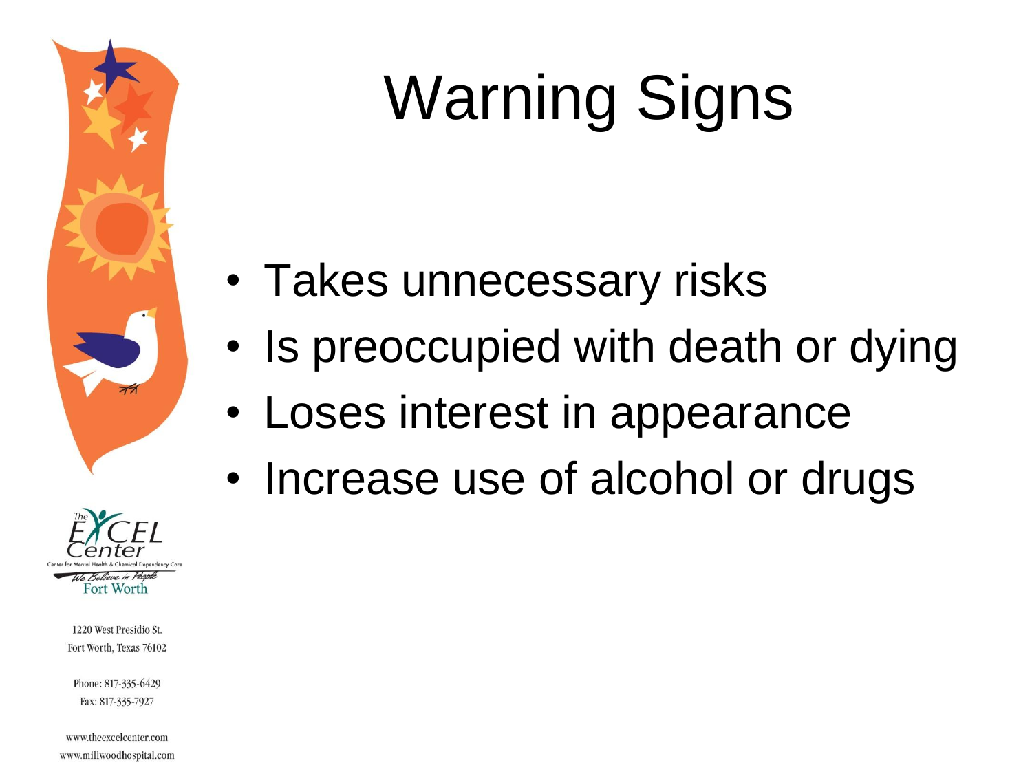# Warning Signs

- Takes unnecessary risks
- Is preoccupied with death or dying
- Loses interest in appearance
- Increase use of alcohol or drugs

The EXCEL Center
Center for Mental Health & Chemical Dependency Care
We Believe in People
Fort Worth

1220 West Presidio St.
Fort Worth, Texas 76102

Phone: 817-335-6429
Fax: 817-335-7927

www.theexcelcenter.com
www.millwoodhospital.com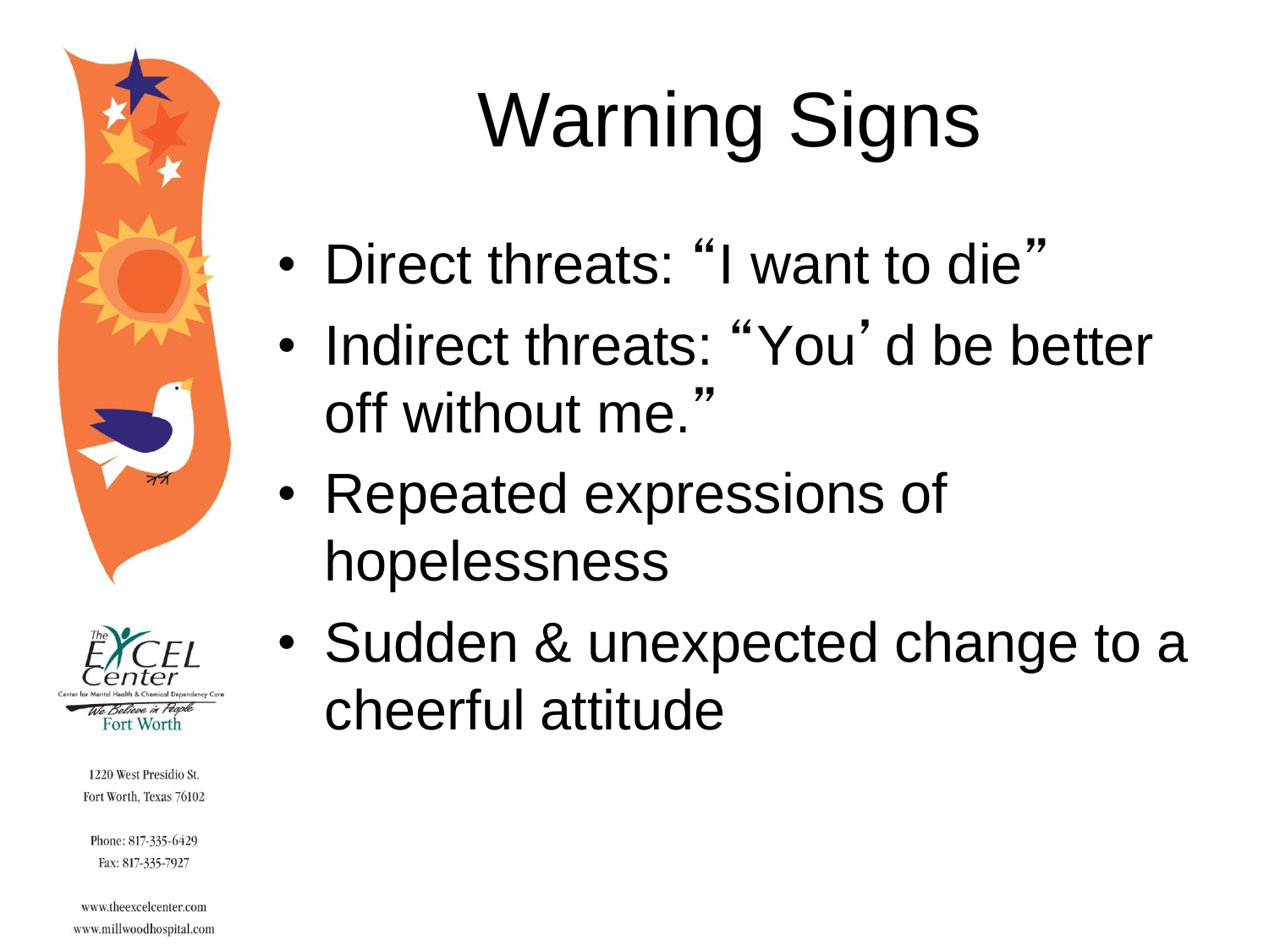# Warning Signs

- Direct threats: "I want to die"
- Indirect threats: "You'd be better off without me."
- Repeated expressions of hopelessness
- Sudden & unexpected change to a cheerful attitude

The EXCEL Center
Center for Mental Health & Chemical Dependency Care
We Believe in People
Fort Worth

1220 West Presidio St.
Fort Worth, Texas 76102

Phone: 817-335-6429
Fax: 817-335-7927

www.theexcelcenter.com
www.millwoodhospital.com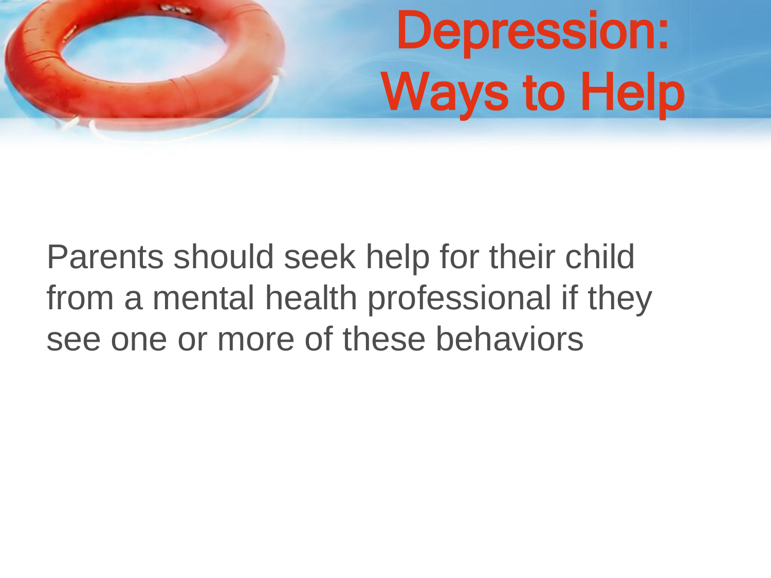# Depression: Ways to Help

Parents should seek help for their child from a mental health professional if they see one or more of these behaviors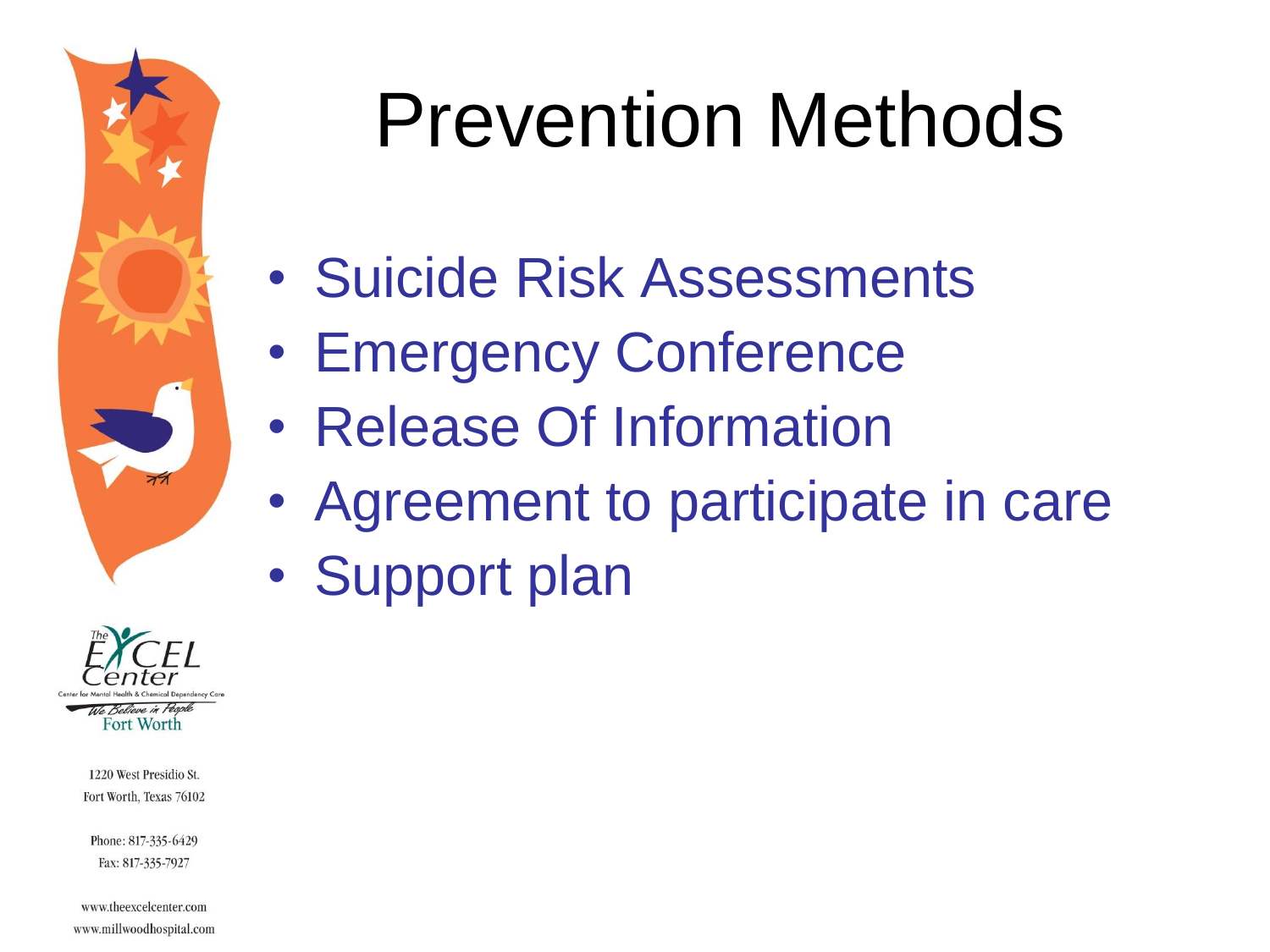# Prevention Methods

- Suicide Risk Assessments
- Emergency Conference
- Release Of Information
- Agreement to participate in care
- Support plan

The EXCEL Center
Center for Mental Health & Chemical Dependency Care
We Believe in People
Fort Worth

1220 West Presidio St.
Fort Worth, Texas 76102

Phone: 817-335-6429
Fax: 817-335-7927

www.theexcelcenter.com
www.millwoodhospital.com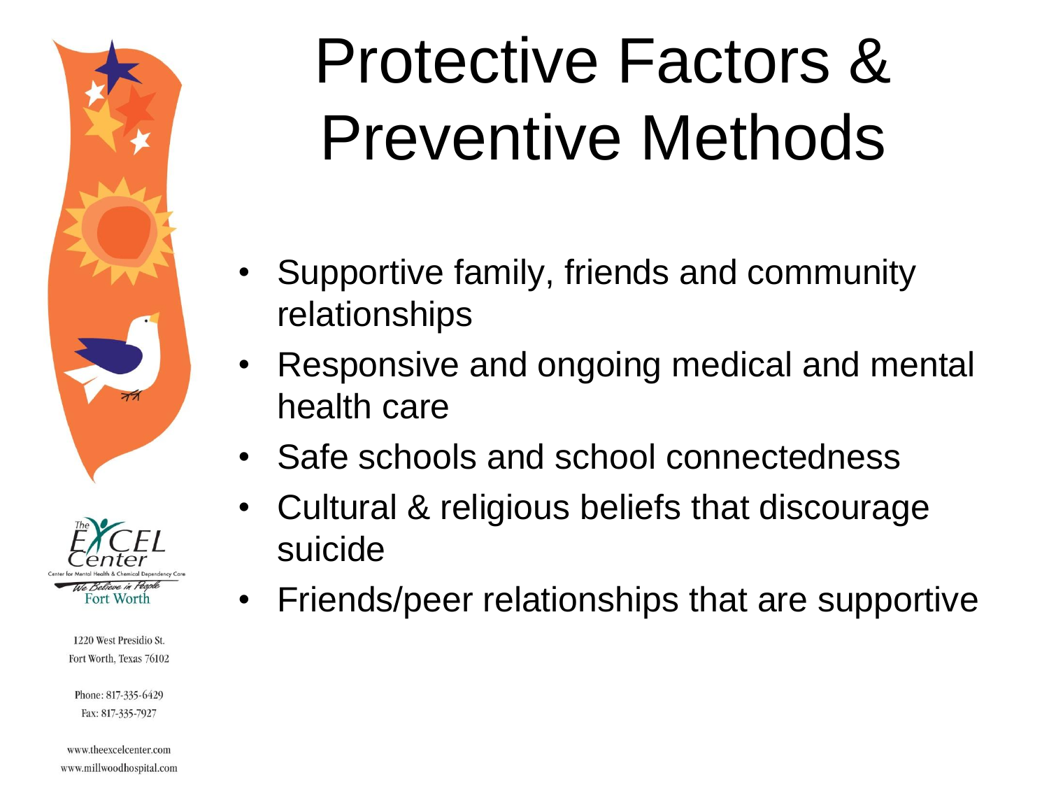# Protective Factors & Preventive Methods

- Supportive family, friends and community relationships
- Responsive and ongoing medical and mental health care
- Safe schools and school connectedness
- Cultural & religious beliefs that discourage suicide
- Friends/peer relationships that are supportive

The Excel Center
Center for Mental Health & Chemical Dependency Care
We Believe in People
Fort Worth

1220 West Presidio St.
Fort Worth, Texas 76102

Phone: 817-335-6429
Fax: 817-335-7927

www.theexcelcenter.com
www.millwoodhospital.com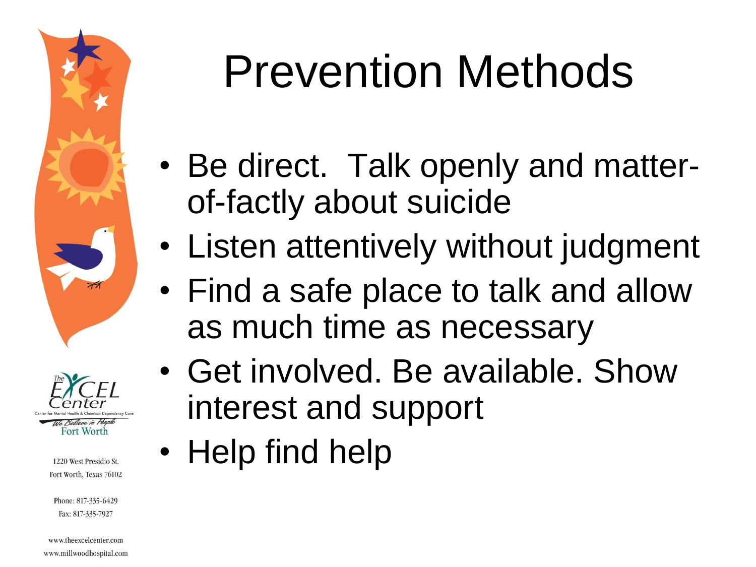# Prevention Methods

- Be direct. Talk openly and matter-of-factly about suicide
- Listen attentively without judgment
- Find a safe place to talk and allow as much time as necessary
- Get involved. Be available. Show interest and support
- Help find help

The EXCEL Center

Center for Mental Health & Chemical Dependency Care

We Believe in People

Fort Worth

1220 West Presidio St.
Fort Worth, Texas 76102

Phone: 817-335-6429
Fax: 817-335-7927

www.theexcelcenter.com
www.millwoodhospital.com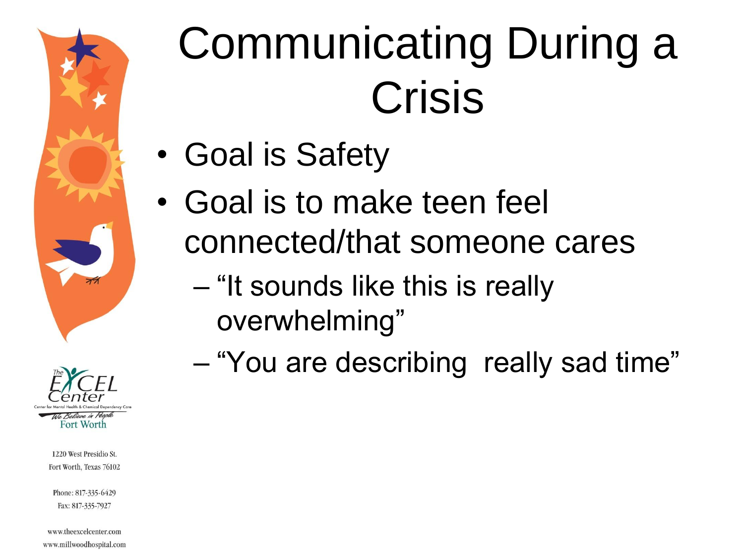# Communicating During a Crisis

- Goal is Safety
- Goal is to make teen feel connected/that someone cares
  - "It sounds like this is really overwhelming"
  - "You are describing  really sad time"

The Excel Center
Center for Mental Health & Chemical Dependency Care
We Believe in People
Fort Worth

1220 West Presidio St.
Fort Worth, Texas 76102

Phone: 817-335-6429
Fax: 817-335-7927

www.theexcelcenter.com
www.millwoodhospital.com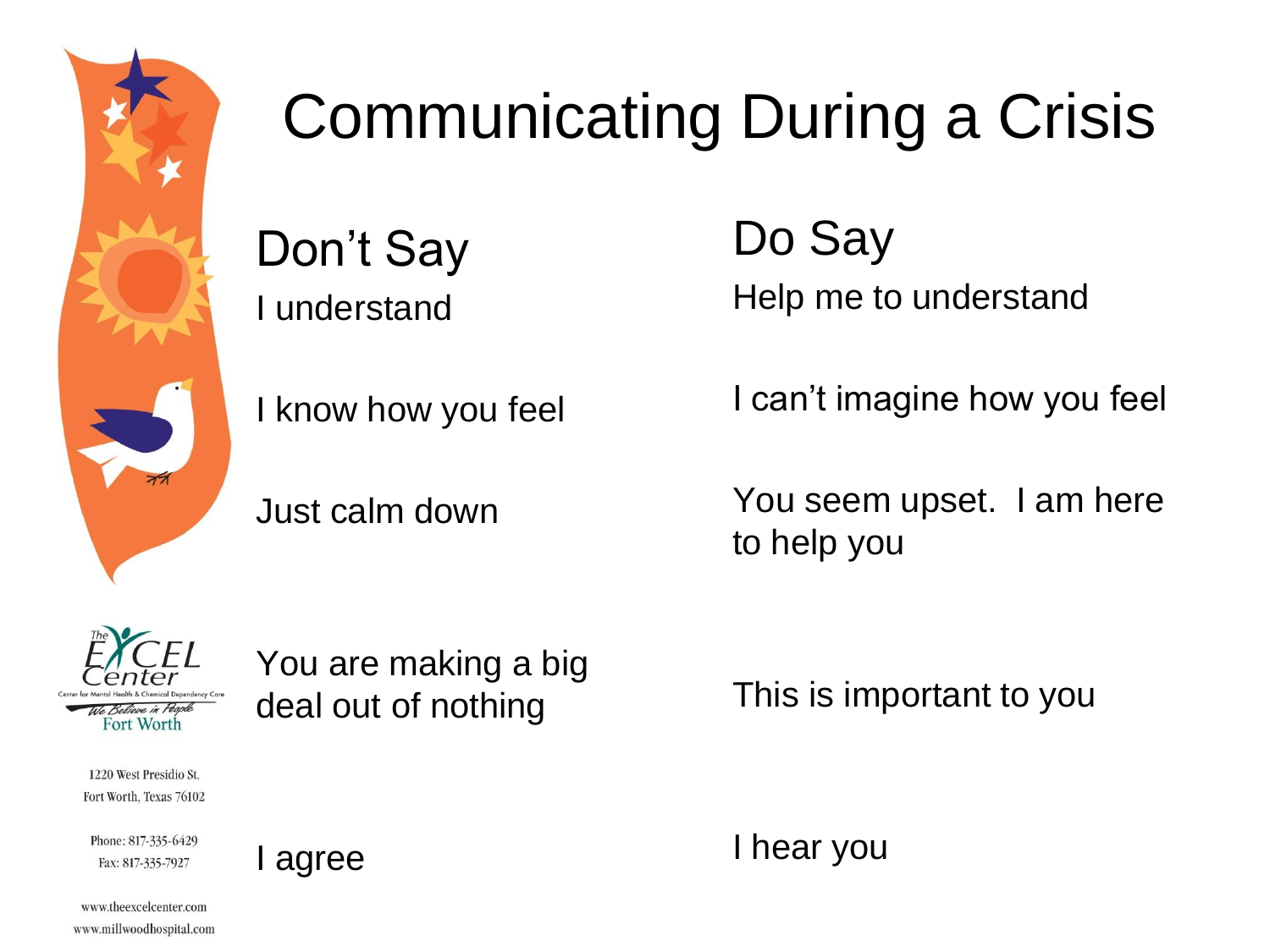# Communicating During a Crisis

| Don't Say | Do Say |
| --- | --- |
| I understand | Help me to understand |
| I know how you feel | I can't imagine how you feel |
| Just calm down | You seem upset. I am here to help you |
| You are making a big deal out of nothing | This is important to you |
| I agree | I hear you |

The EXCEL Center
Center for Mental Health & Chemical Dependency Care
We Believe in People
Fort Worth

1220 West Presidio St.
Fort Worth, Texas 76102

Phone: 817-335-6429
Fax: 817-335-7927

www.theexcelcenter.com
www.millwoodhospital.com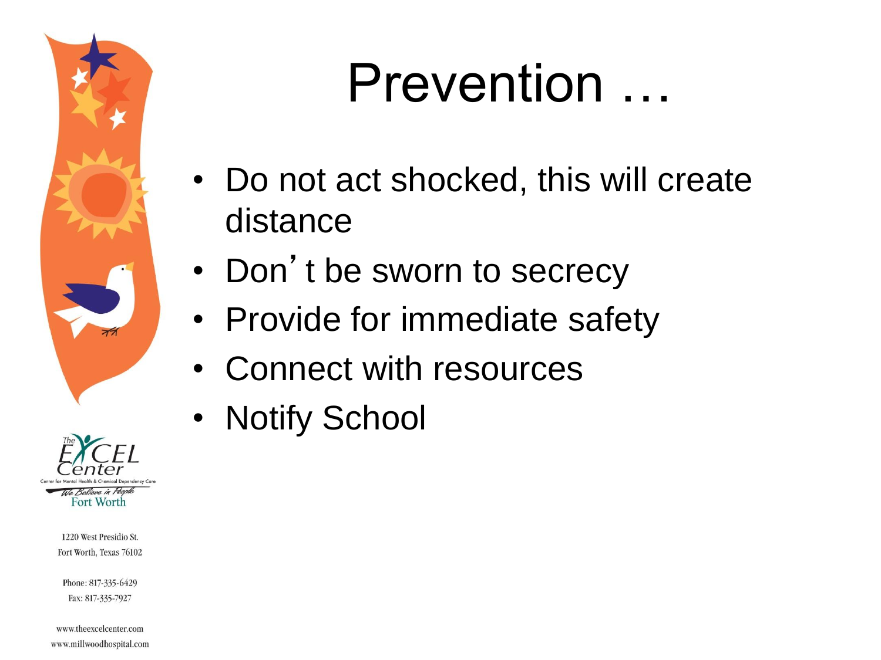# Prevention …

- Do not act shocked, this will create distance
- Don’t be sworn to secrecy
- Provide for immediate safety
- Connect with resources
- Notify School

The EXCEL Center
Center for Mental Health & Chemical Dependency Care
We Believe in People
Fort Worth

1220 West Presidio St.
Fort Worth, Texas 76102

Phone: 817-335-6429
Fax: 817-335-7927

www.theexcelcenter.com
www.millwoodhospital.com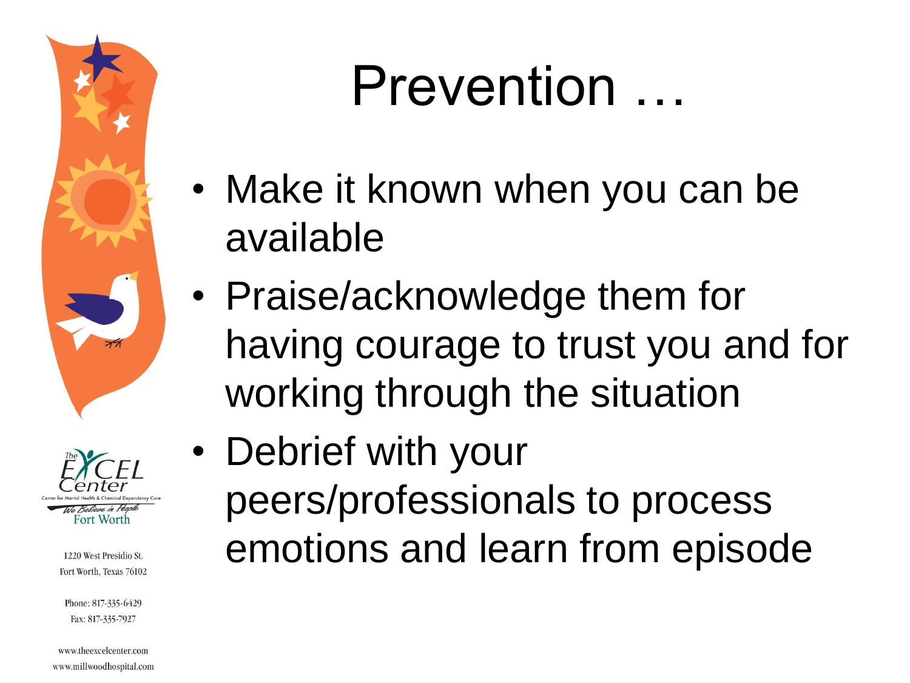# Prevention …

- Make it known when you can be available
- Praise/acknowledge them for having courage to trust you and for working through the situation
- Debrief with your peers/professionals to process emotions and learn from episode

The EXCEL Center
Center for Mental Health & Chemical Dependency Care
We Believe in People
Fort Worth

1220 West Presidio St.
Fort Worth, Texas 76102

Phone: 817-335-6429
Fax: 817-335-7927

www.theexcelcenter.com
www.millwoodhospital.com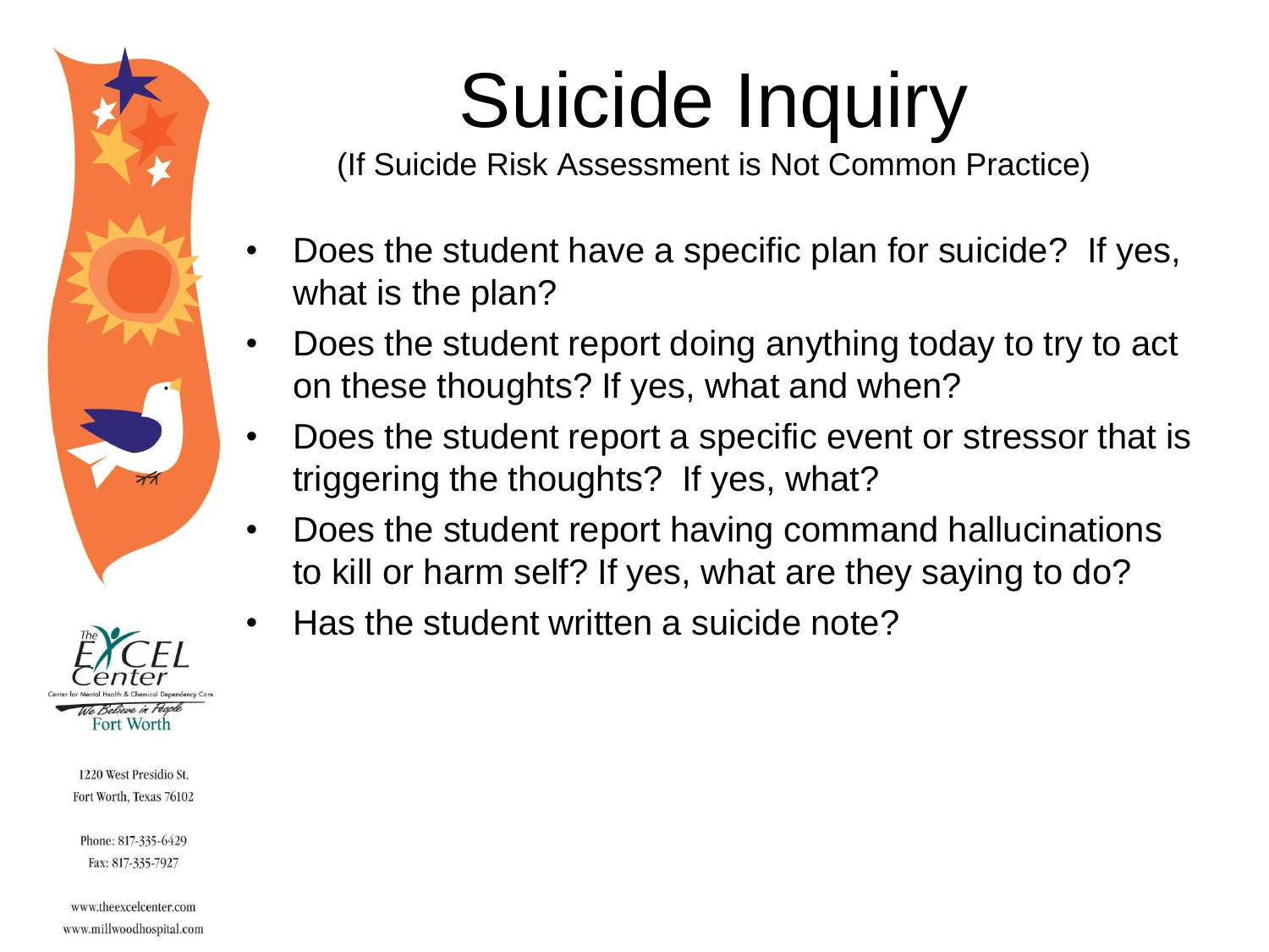# Suicide Inquiry

(If Suicide Risk Assessment is Not Common Practice)

- Does the student have a specific plan for suicide? If yes, what is the plan?
- Does the student report doing anything today to try to act on these thoughts? If yes, what and when?
- Does the student report a specific event or stressor that is triggering the thoughts? If yes, what?
- Does the student report having command hallucinations to kill or harm self? If yes, what are they saying to do?
- Has the student written a suicide note?

The EXCEL Center
Center for Mental Health & Chemical Dependency Care
We Believe in People
Fort Worth

1220 West Presidio St.
Fort Worth, Texas 76102

Phone: 817-335-6429
Fax: 817-335-7927

www.theexcelcenter.com
www.millwoodhospital.com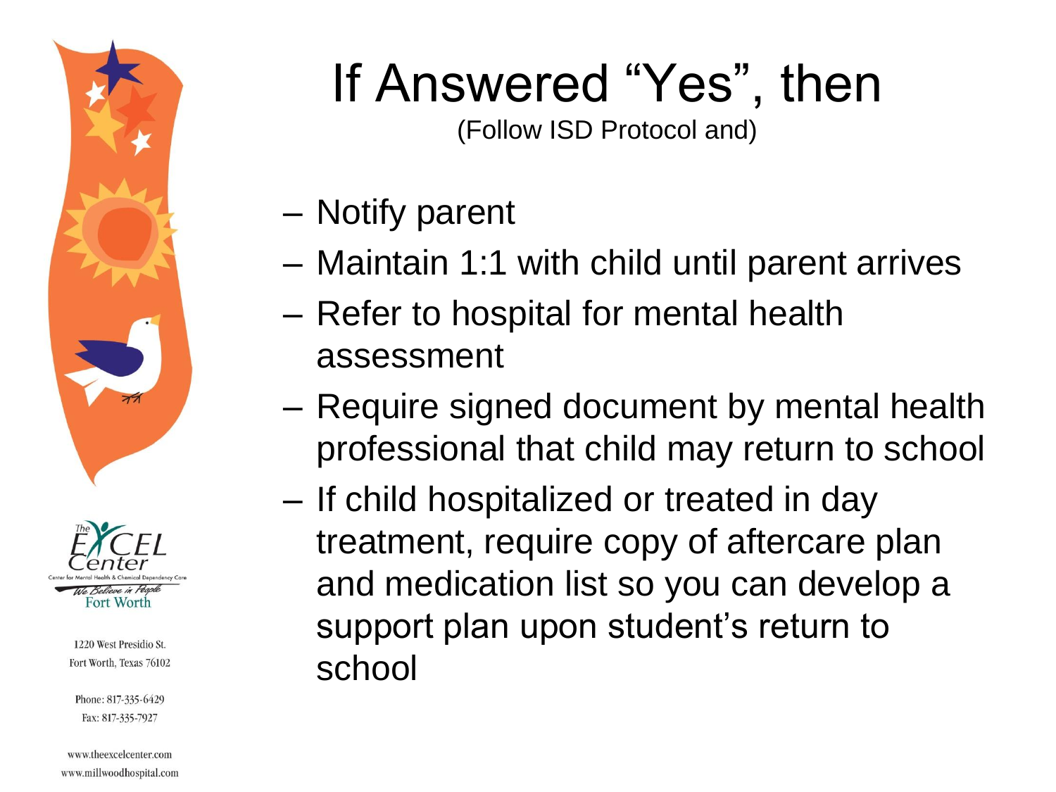# If Answered "Yes", then

(Follow ISD Protocol and)

- Notify parent
- Maintain 1:1 with child until parent arrives
- Refer to hospital for mental health assessment
- Require signed document by mental health professional that child may return to school
- If child hospitalized or treated in day treatment, require copy of aftercare plan and medication list so you can develop a support plan upon student's return to school

The EXCEL Center

Center for Mental Health & Chemical Dependency Care

We Believe in People

Fort Worth

1220 West Presidio St.
Fort Worth, Texas 76102

Phone: 817-335-6429
Fax: 817-335-7927

www.theexcelcenter.com
www.millwoodhospital.com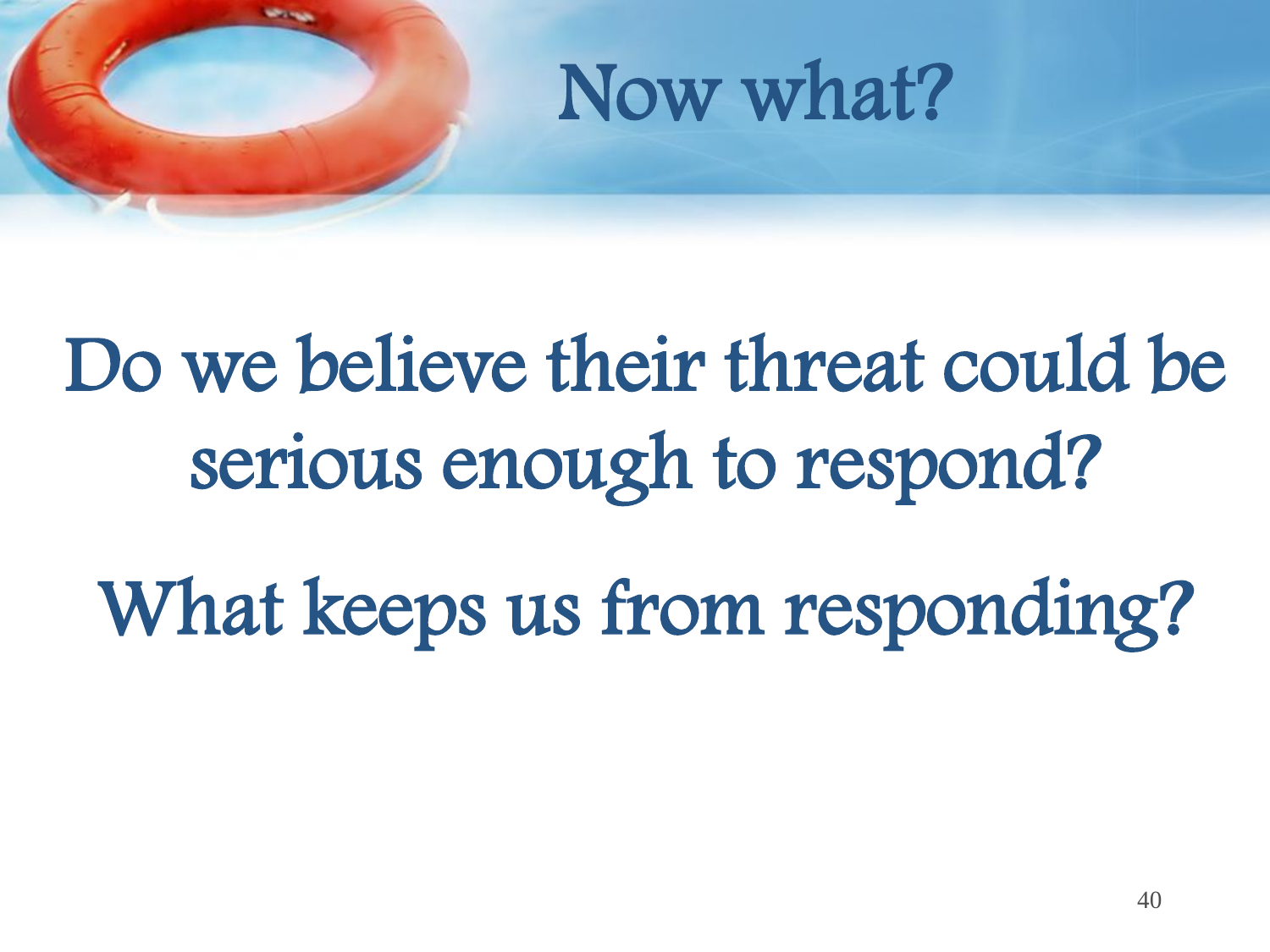# Now what?

Do we believe their threat could be serious enough to respond?

What keeps us from responding?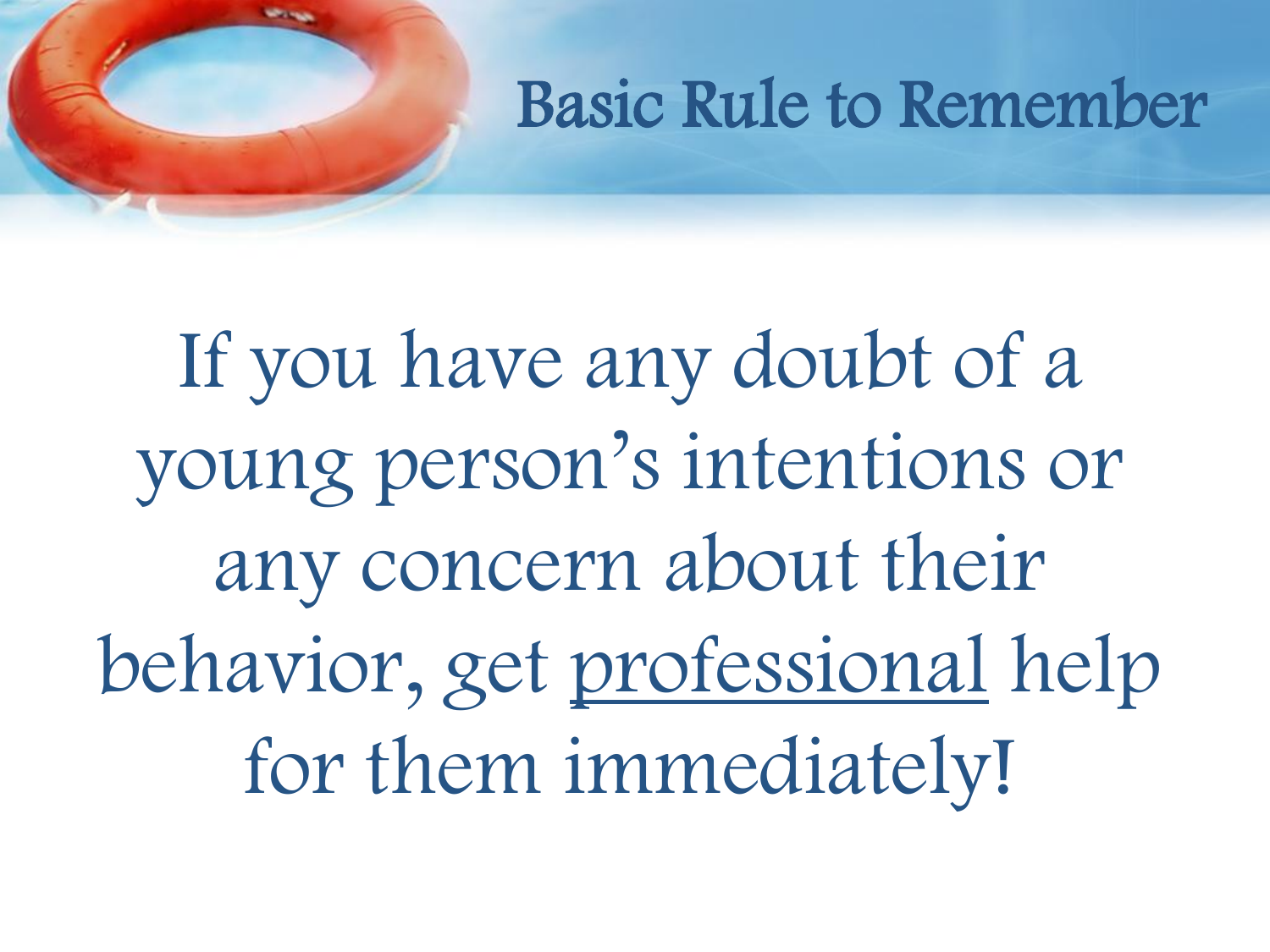# Basic Rule to Remember

If you have any doubt of a young person's intentions or any concern about their behavior, get <u>professional</u> help for them immediately!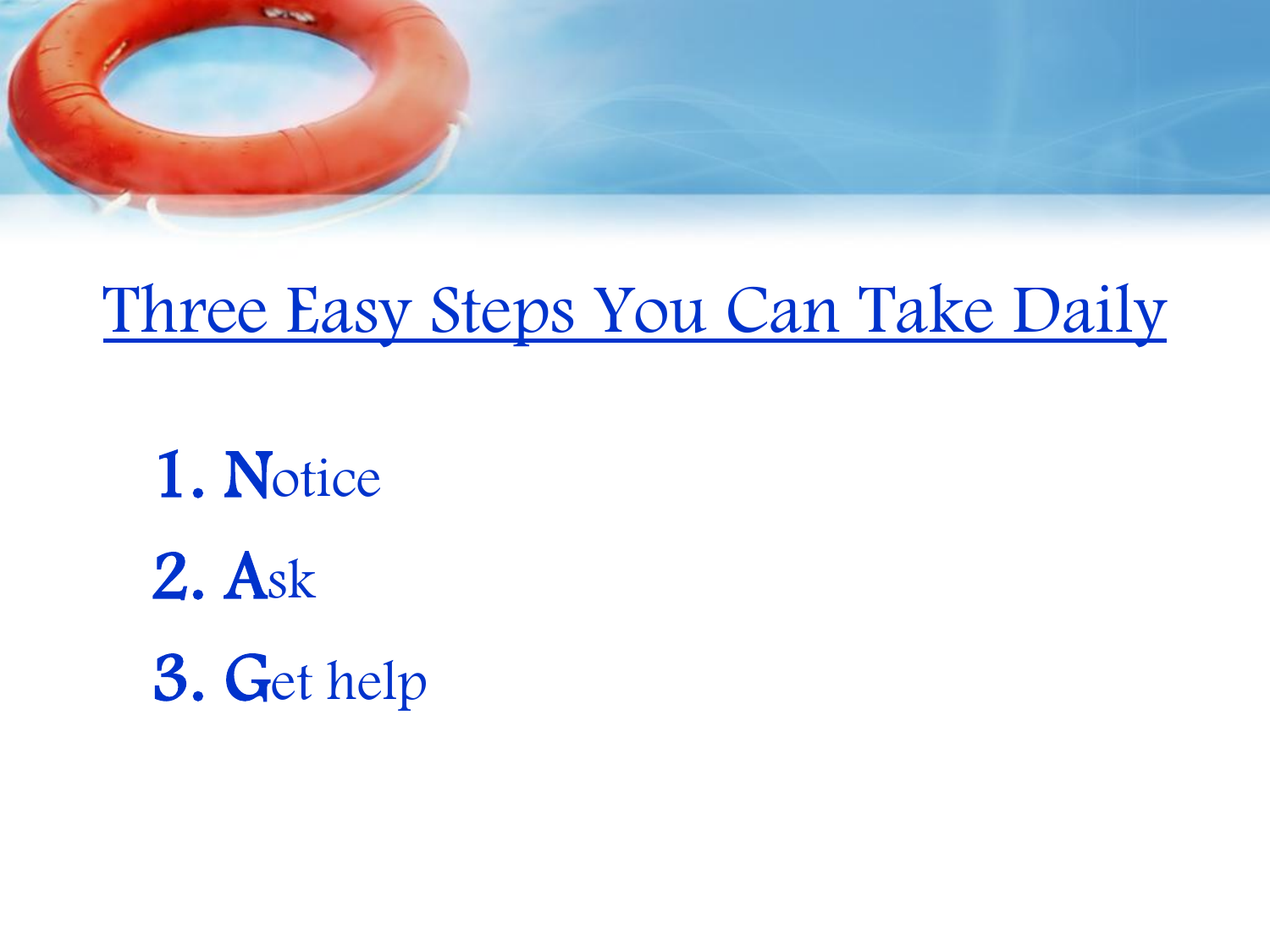# Three Easy Steps You Can Take Daily

1. **N**otice
2. **A**sk
3. **G**et help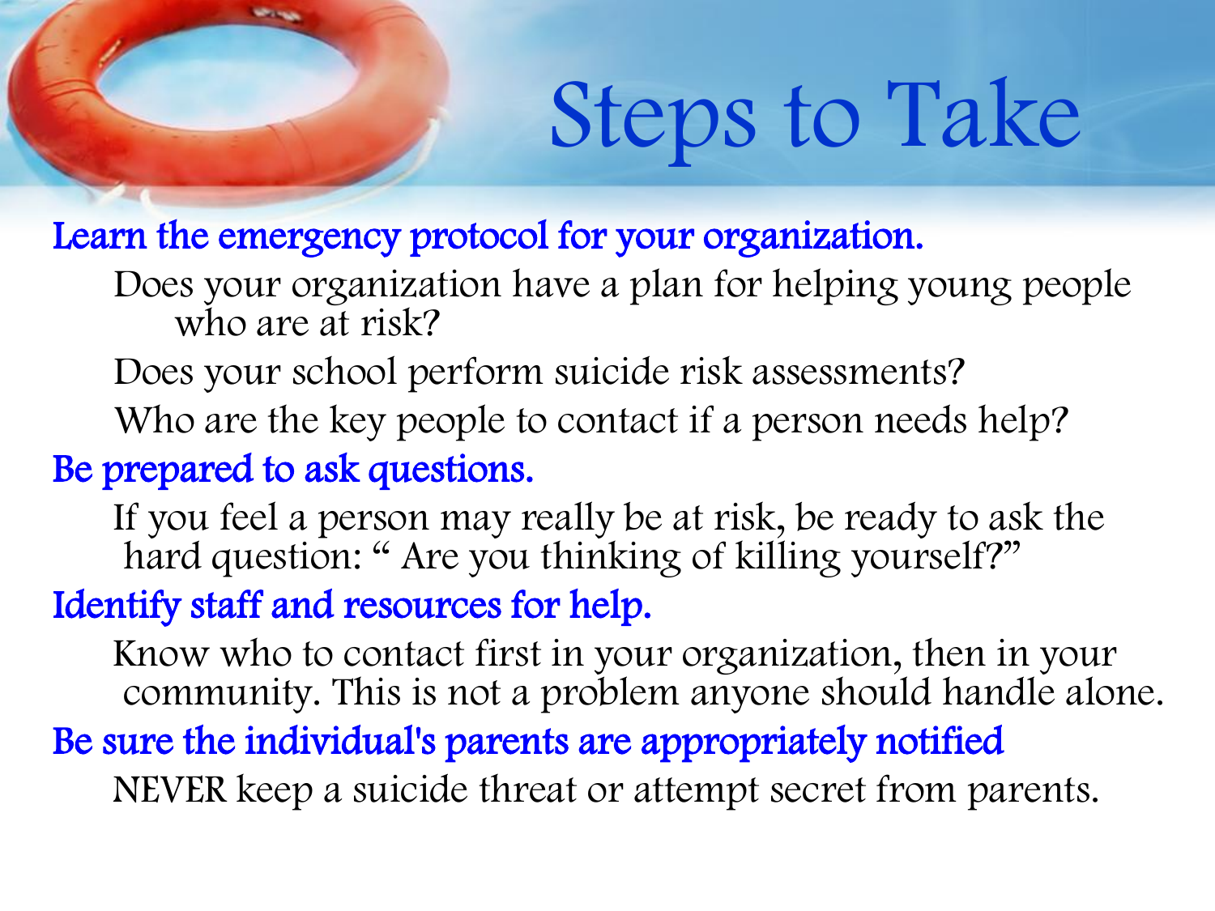# Steps to Take

**Learn the emergency protocol for your organization.**

Does your organization have a plan for helping young people who are at risk?

Does your school perform suicide risk assessments?

Who are the key people to contact if a person needs help?

**Be prepared to ask questions.**

If you feel a person may really be at risk, be ready to ask the hard question: " Are you thinking of killing yourself?"

**Identify staff and resources for help.**

Know who to contact first in your organization, then in your community. This is not a problem anyone should handle alone.

**Be sure the individual's parents are appropriately notified**

NEVER keep a suicide threat or attempt secret from parents.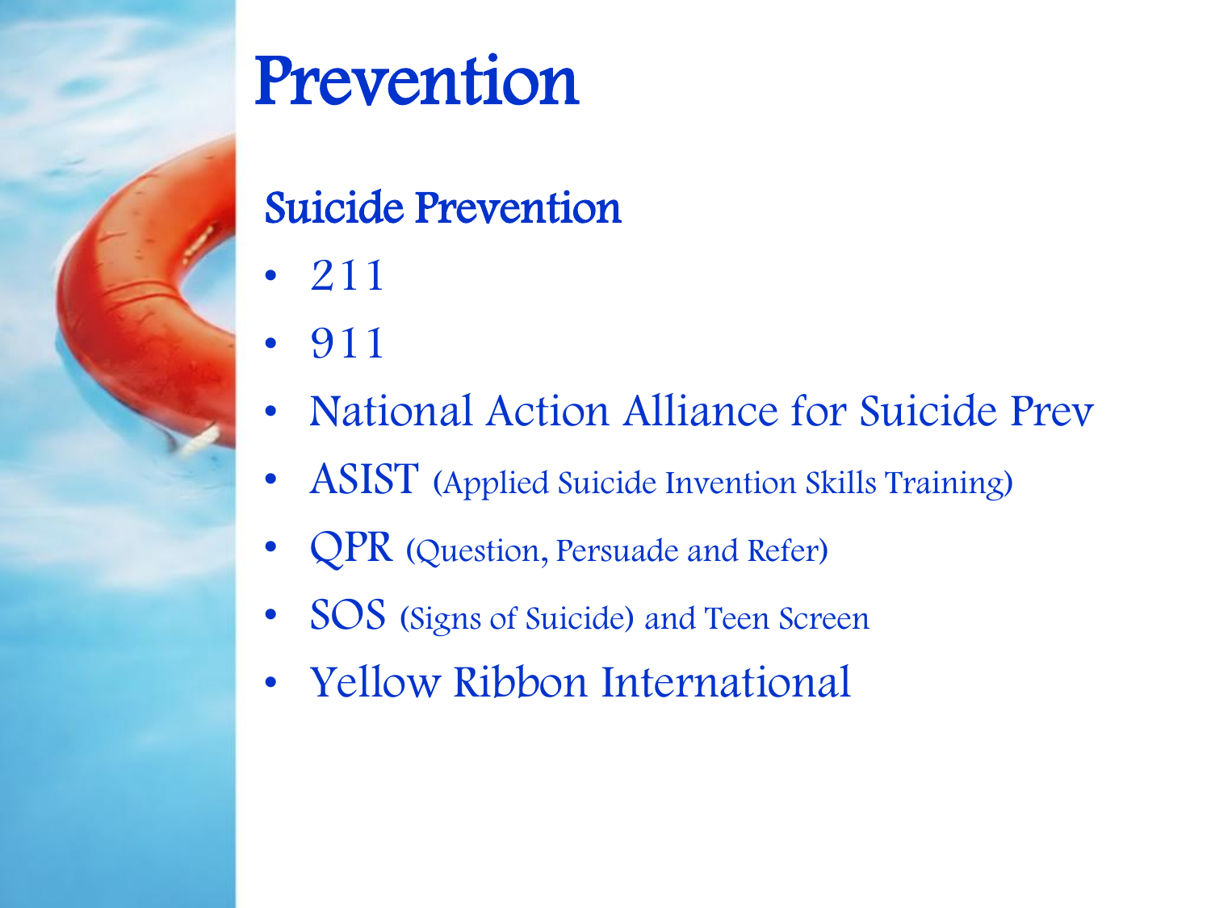# Prevention

## Suicide Prevention

- 211
- 911
- National Action Alliance for Suicide Prev
- ASIST (Applied Suicide Invention Skills Training)
- QPR (Question, Persuade and Refer)
- SOS (Signs of Suicide) and Teen Screen
- Yellow Ribbon International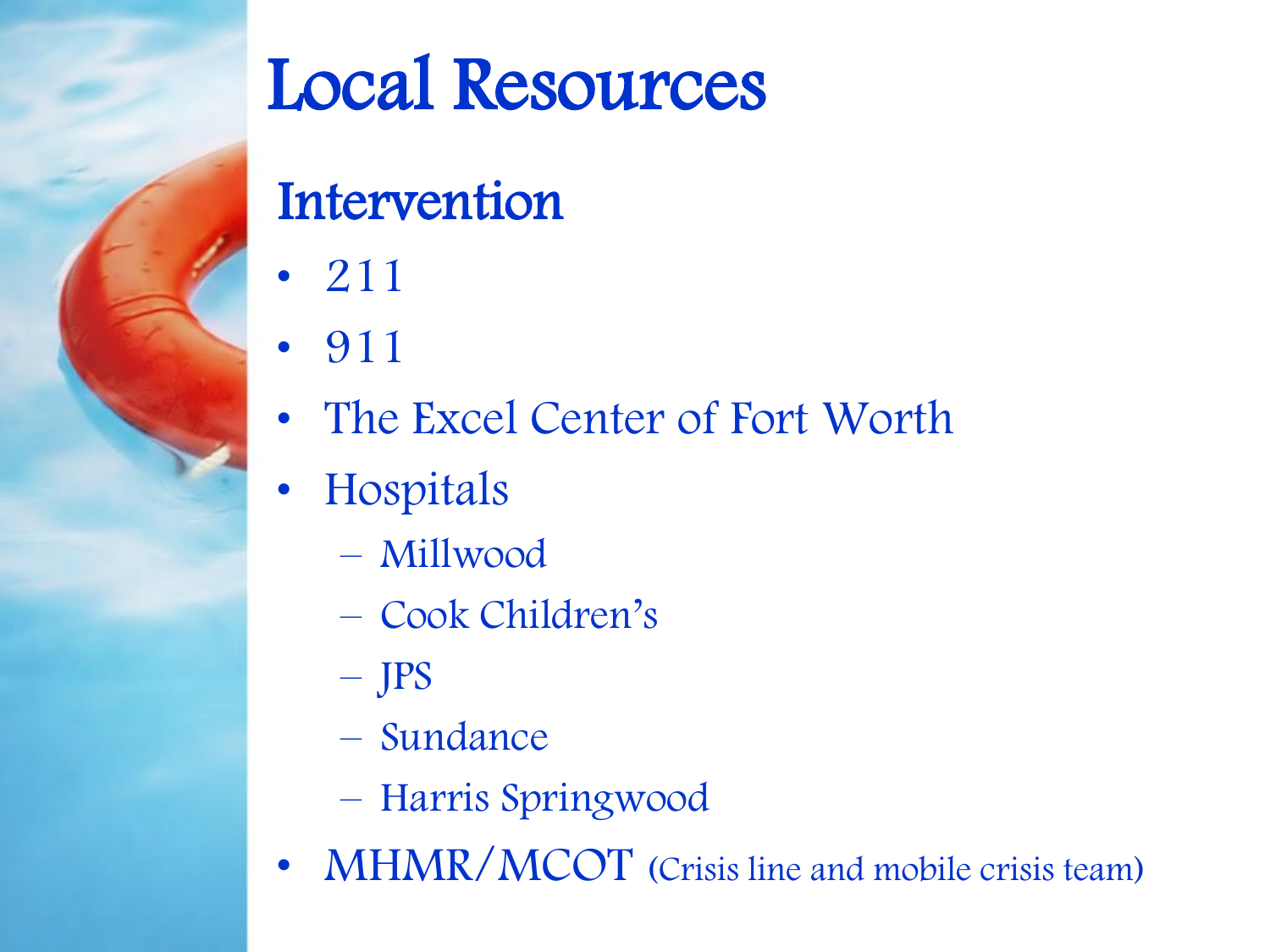# Local Resources

## Intervention

- 211
- 911
- The Excel Center of Fort Worth
- Hospitals
  - Millwood
  - Cook Children's
  - JPS
  - Sundance
  - Harris Springwood
- MHMR/MCOT (Crisis line and mobile crisis team)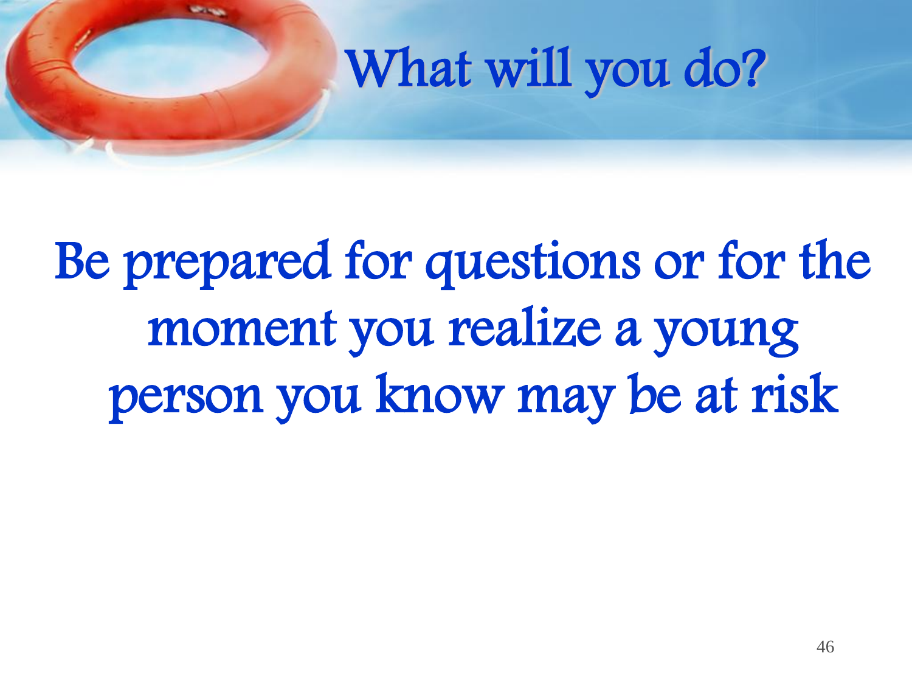# What will you do?

Be prepared for questions or for the moment you realize a young person you know may be at risk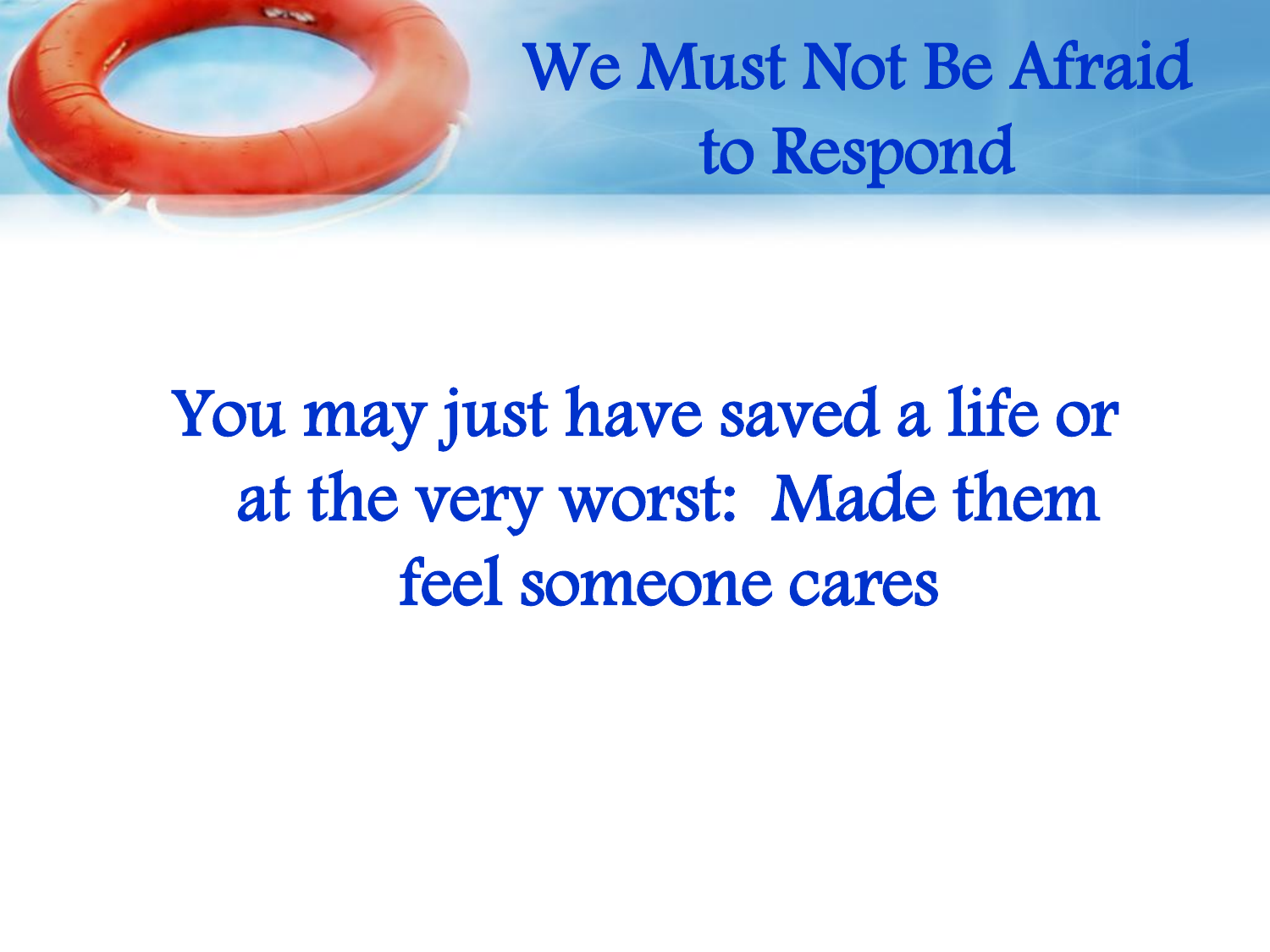# We Must Not Be Afraid to Respond

You may just have saved a life or at the very worst: Made them feel someone cares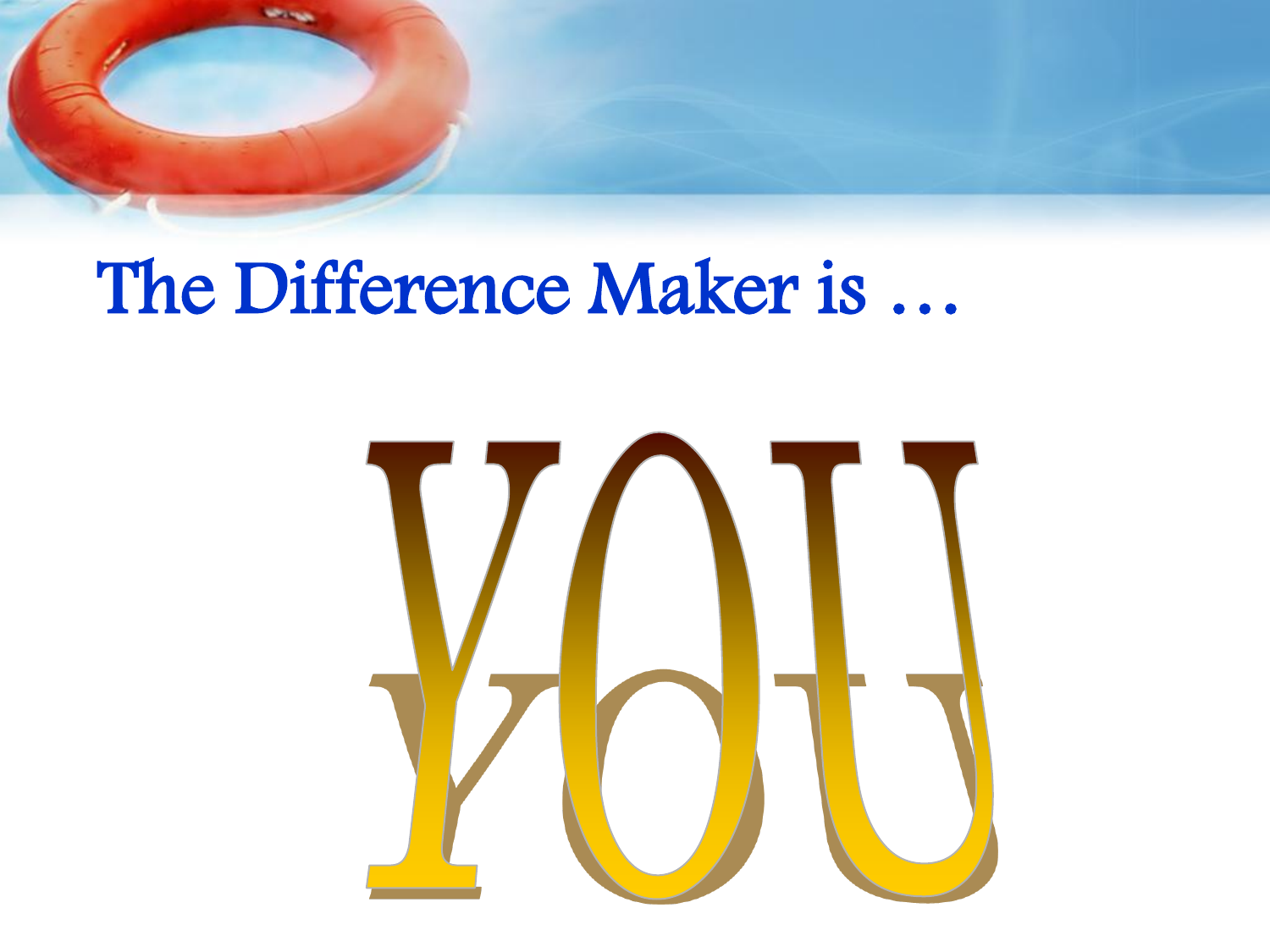# The Difference Maker is …

# YOU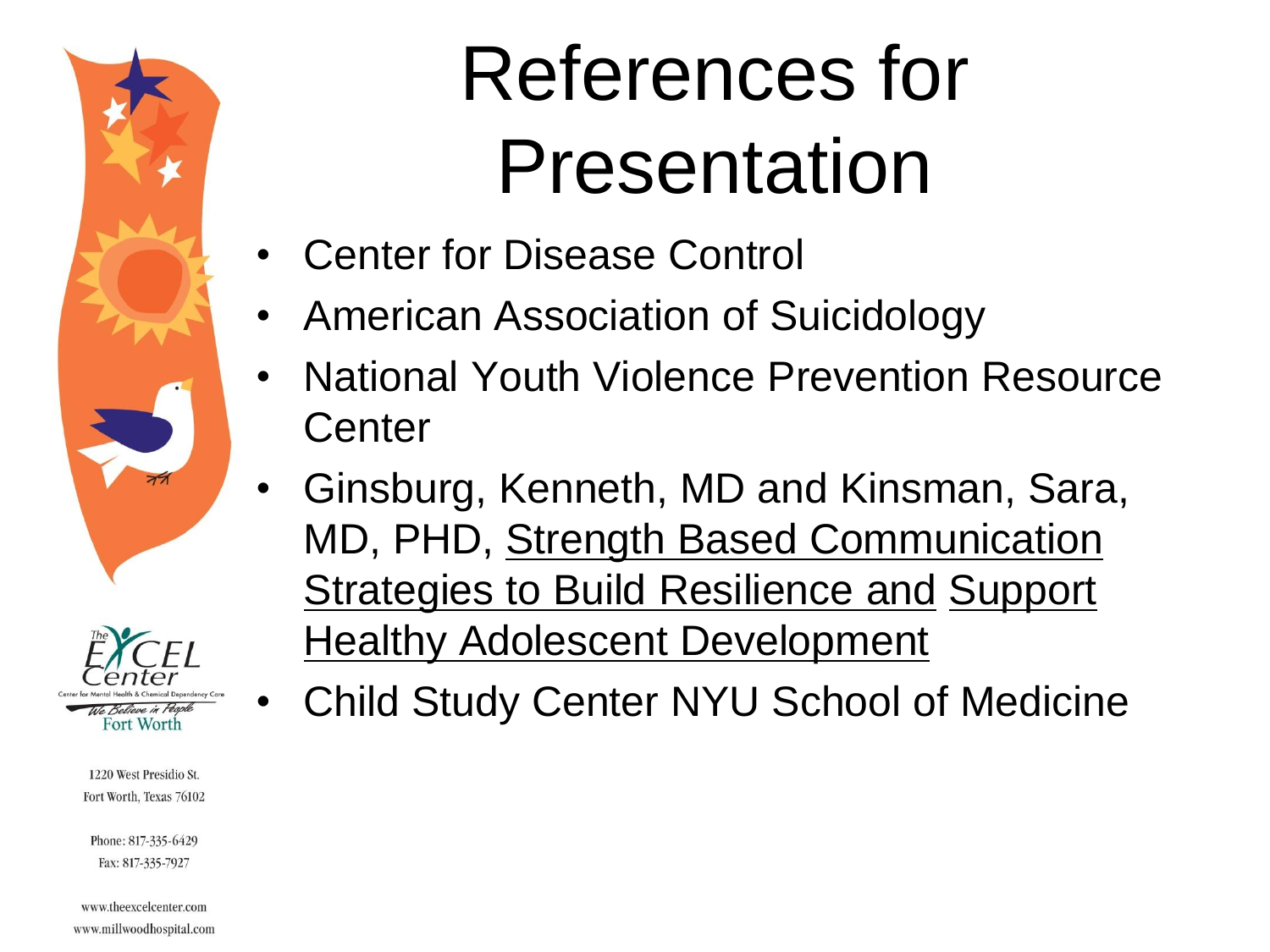# References for Presentation

- Center for Disease Control
- American Association of Suicidology
- National Youth Violence Prevention Resource Center
- Ginsburg, Kenneth, MD and Kinsman, Sara, MD, PHD, Strength Based Communication Strategies to Build Resilience and Support Healthy Adolescent Development
- Child Study Center NYU School of Medicine

The EXCEL Center
Center for Mental Health & Chemical Dependency Care
We Believe in People
Fort Worth

1220 West Presidio St.
Fort Worth, Texas 76102

Phone: 817-335-6429
Fax: 817-335-7927

www.theexcelcenter.com
www.millwoodhospital.com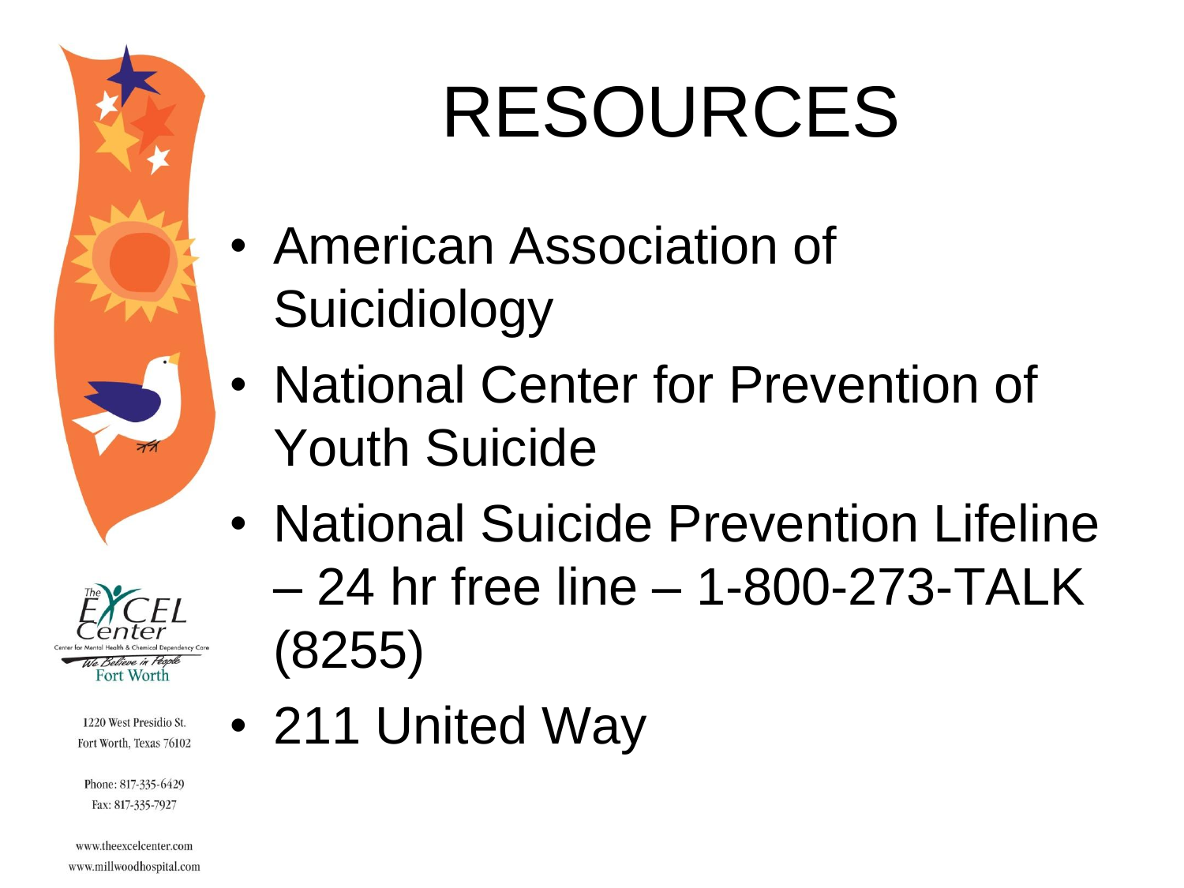# RESOURCES

- American Association of Suicidiology
- National Center for Prevention of Youth Suicide
- National Suicide Prevention Lifeline – 24 hr free line – 1-800-273-TALK (8255)
- 211 United Way

The EXCEL Center
Center for Mental Health & Chemical Dependency Care
We Believe in People
Fort Worth

1220 West Presidio St.
Fort Worth, Texas 76102

Phone: 817-335-6429
Fax: 817-335-7927

www.theexcelcenter.com
www.millwoodhospital.com